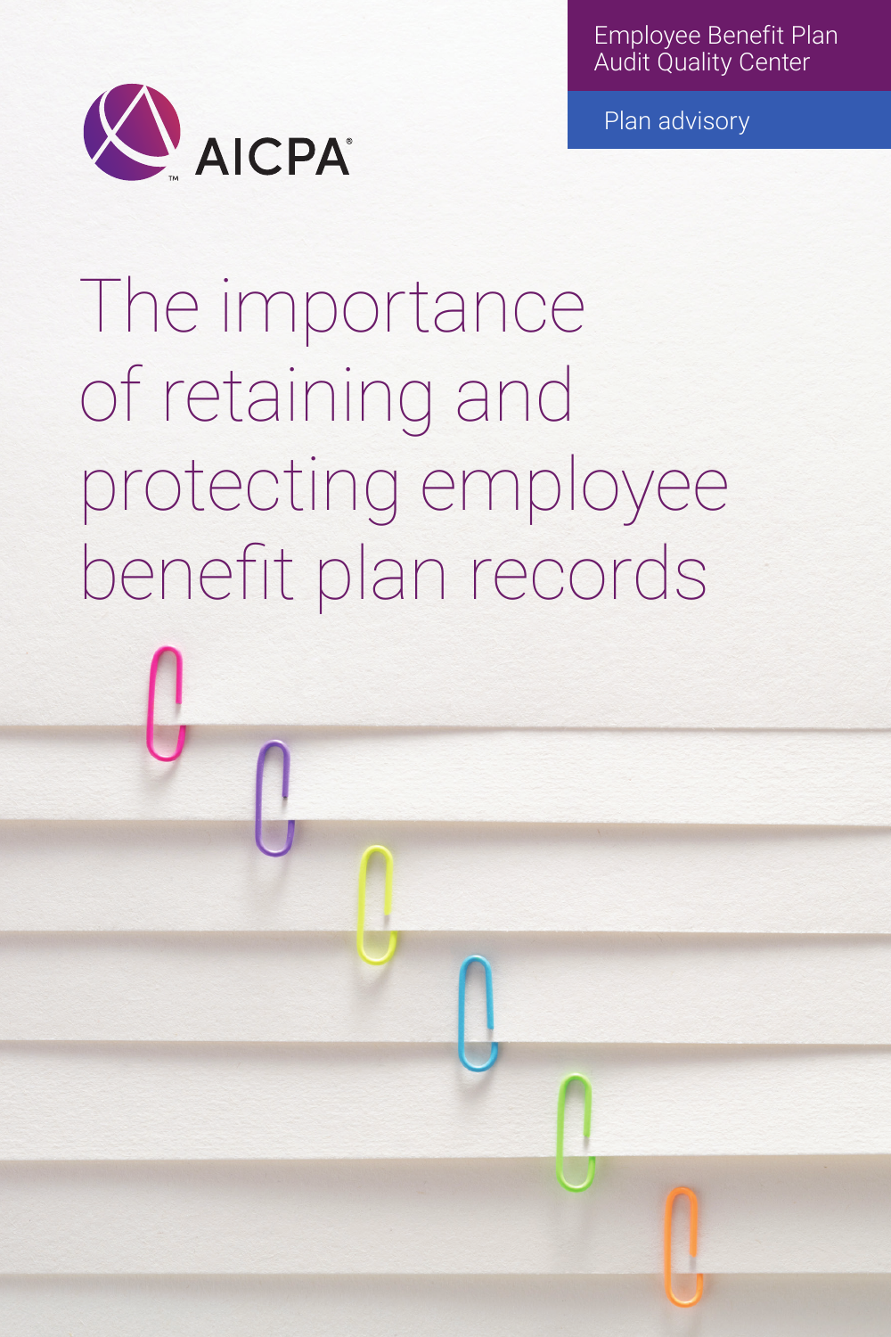Employee Benefit Plan Audit Quality Center

Plan advisory

AICPA

# The importance of retaining and protecting employee benefit plan records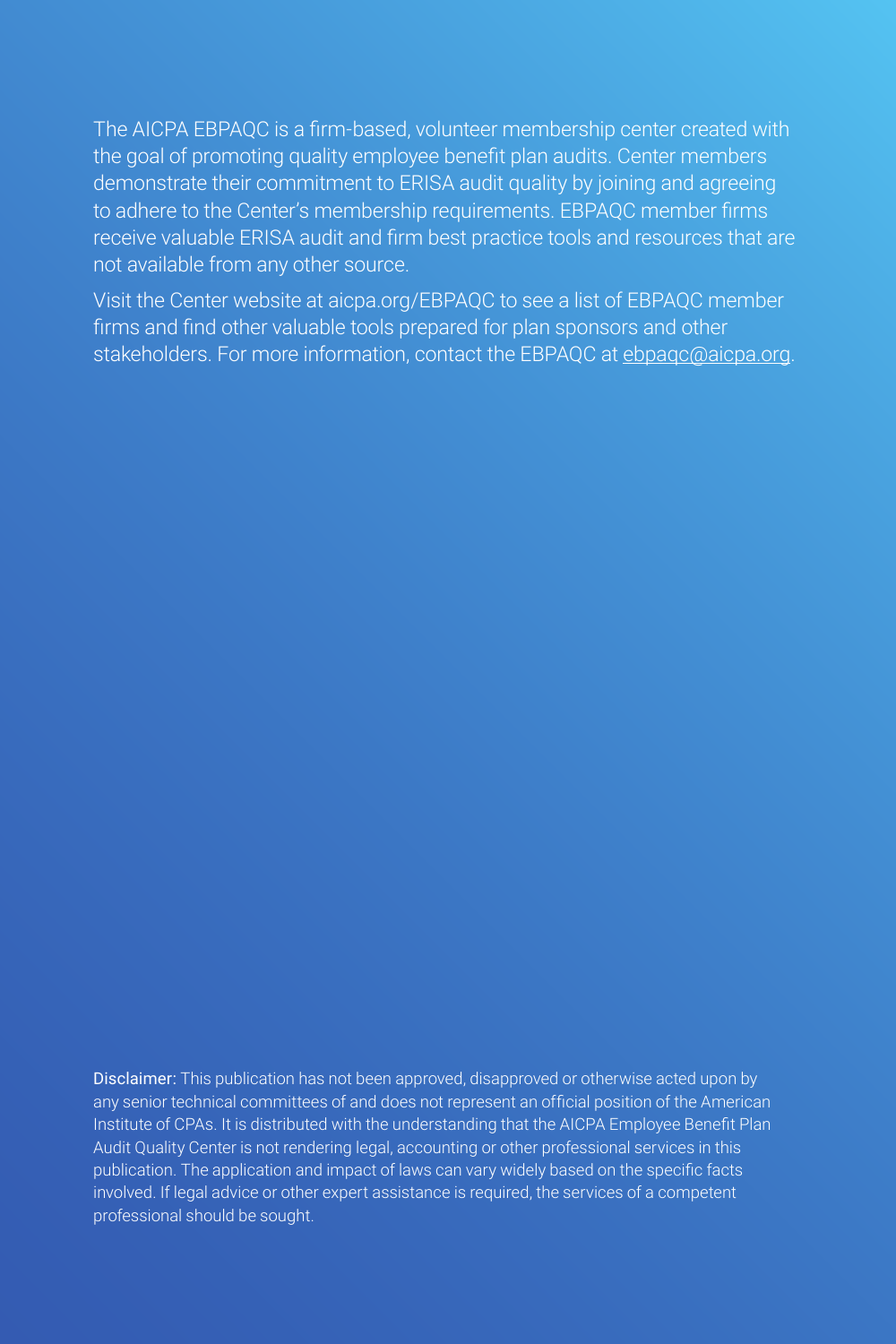The AICPA EBPAQC is a firm-based, volunteer membership center created with the goal of promoting quality employee benefit plan audits. Center members demonstrate their commitment to ERISA audit quality by joining and agreeing to adhere to the Center's membership requirements. EBPAQC member firms receive valuable ERISA audit and firm best practice tools and resources that are not available from any other source.

Visit the Center website at aicpa.org/EBPAQC to see a list of EBPAQC member firms and find other valuable tools prepared for plan sponsors and other stakeholders. For more information, contact the EBPAQC at ebpaqc@aicpa.org.

Disclaimer: This publication has not been approved, disapproved or otherwise acted upon by any senior technical committees of and does not represent an official position of the American Institute of CPAs. It is distributed with the understanding that the AICPA Employee Benefit Plan Audit Quality Center is not rendering legal, accounting or other professional services in this publication. The application and impact of laws can vary widely based on the specific facts involved. If legal advice or other expert assistance is required, the services of a competent professional should be sought.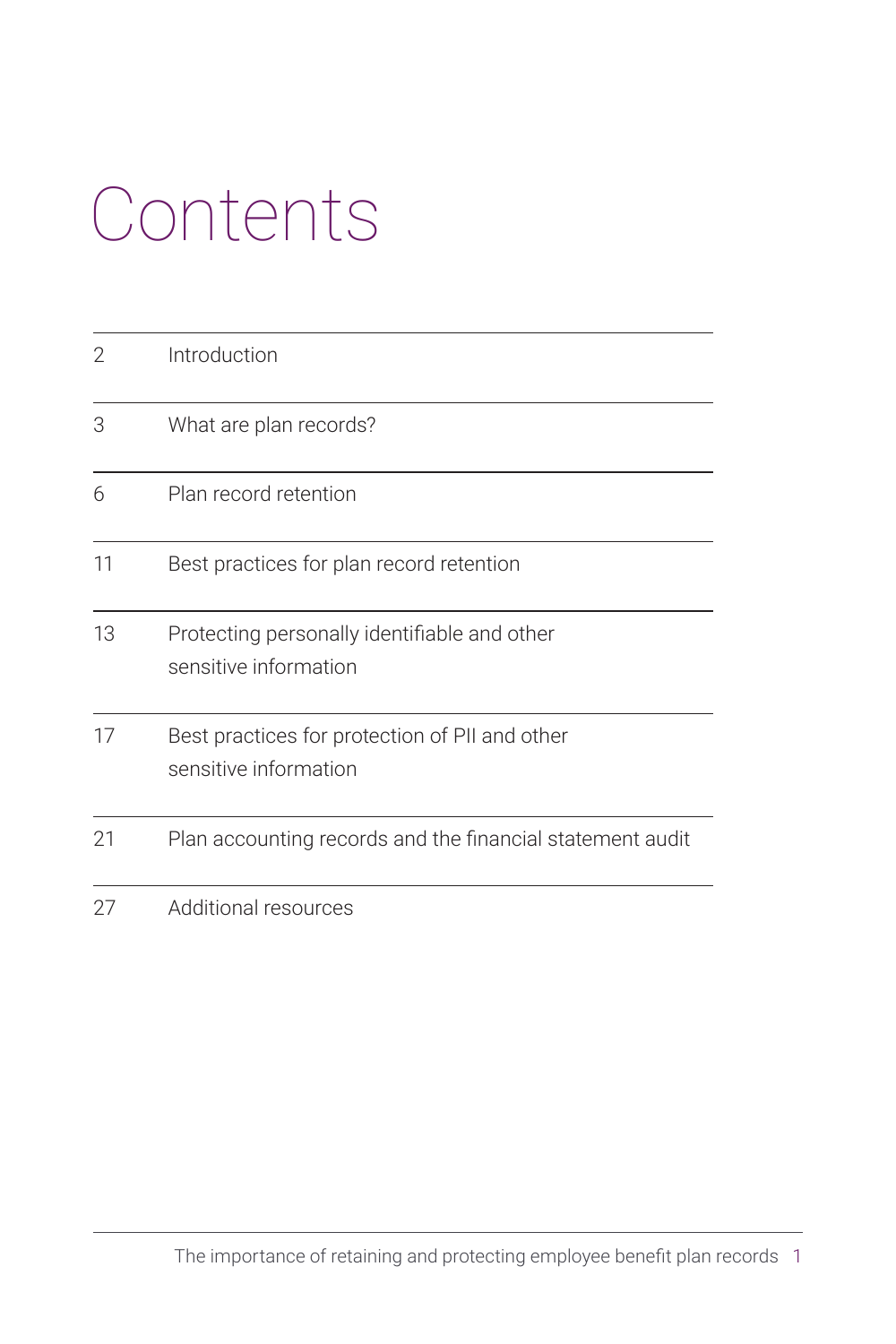# Contents

| | |
|---|---|
| 2 | Introduction |
| 3 | What are plan records? |
| 6 | Plan record retention |
| 11 | Best practices for plan record retention |
| 13 | Protecting personally identifiable and other sensitive information |
| 17 | Best practices for protection of PII and other sensitive information |
| 21 | Plan accounting records and the financial statement audit |
| 27 | Additional resources |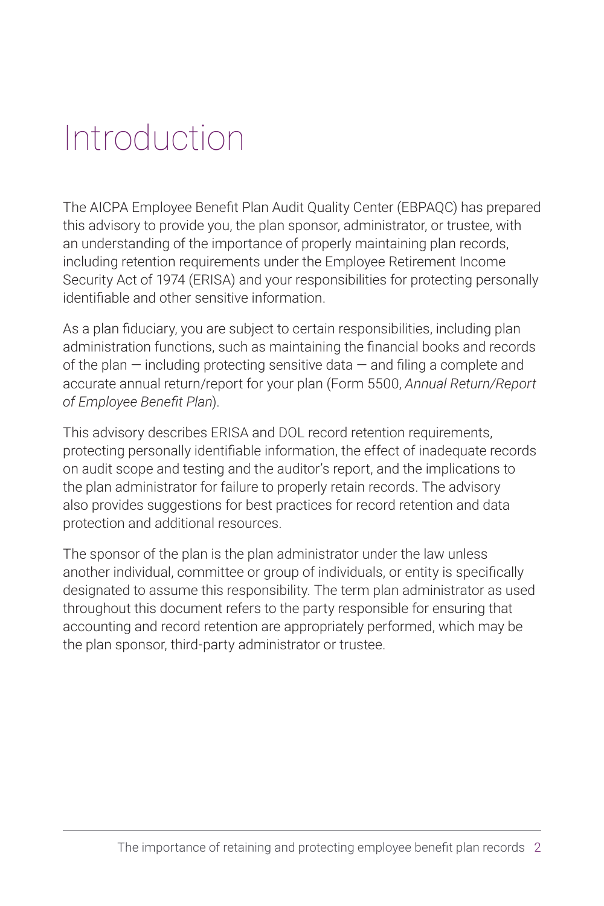# Introduction

The AICPA Employee Benefit Plan Audit Quality Center (EBPAQC) has prepared this advisory to provide you, the plan sponsor, administrator, or trustee, with an understanding of the importance of properly maintaining plan records, including retention requirements under the Employee Retirement Income Security Act of 1974 (ERISA) and your responsibilities for protecting personally identifiable and other sensitive information.

As a plan fiduciary, you are subject to certain responsibilities, including plan administration functions, such as maintaining the financial books and records of the plan — including protecting sensitive data — and filing a complete and accurate annual return/report for your plan (Form 5500, *Annual Return/Report of Employee Benefit Plan*).

This advisory describes ERISA and DOL record retention requirements, protecting personally identifiable information, the effect of inadequate records on audit scope and testing and the auditor's report, and the implications to the plan administrator for failure to properly retain records. The advisory also provides suggestions for best practices for record retention and data protection and additional resources.

The sponsor of the plan is the plan administrator under the law unless another individual, committee or group of individuals, or entity is specifically designated to assume this responsibility. The term plan administrator as used throughout this document refers to the party responsible for ensuring that accounting and record retention are appropriately performed, which may be the plan sponsor, third-party administrator or trustee.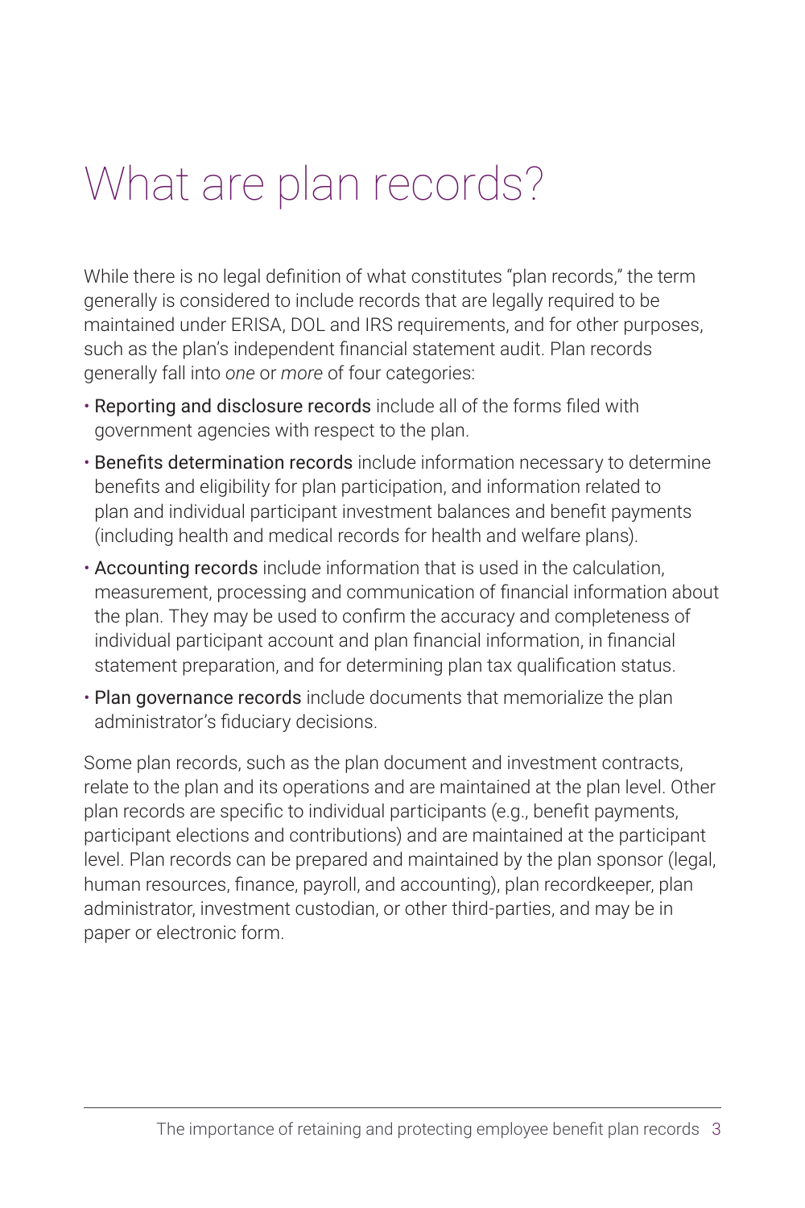# What are plan records?

While there is no legal definition of what constitutes "plan records," the term generally is considered to include records that are legally required to be maintained under ERISA, DOL and IRS requirements, and for other purposes, such as the plan's independent financial statement audit. Plan records generally fall into *one* or *more* of four categories:

- Reporting and disclosure records include all of the forms filed with government agencies with respect to the plan.
- Benefits determination records include information necessary to determine benefits and eligibility for plan participation, and information related to plan and individual participant investment balances and benefit payments (including health and medical records for health and welfare plans).
- Accounting records include information that is used in the calculation, measurement, processing and communication of financial information about the plan. They may be used to confirm the accuracy and completeness of individual participant account and plan financial information, in financial statement preparation, and for determining plan tax qualification status.
- Plan governance records include documents that memorialize the plan administrator's fiduciary decisions.

Some plan records, such as the plan document and investment contracts, relate to the plan and its operations and are maintained at the plan level. Other plan records are specific to individual participants (e.g., benefit payments, participant elections and contributions) and are maintained at the participant level. Plan records can be prepared and maintained by the plan sponsor (legal, human resources, finance, payroll, and accounting), plan recordkeeper, plan administrator, investment custodian, or other third-parties, and may be in paper or electronic form.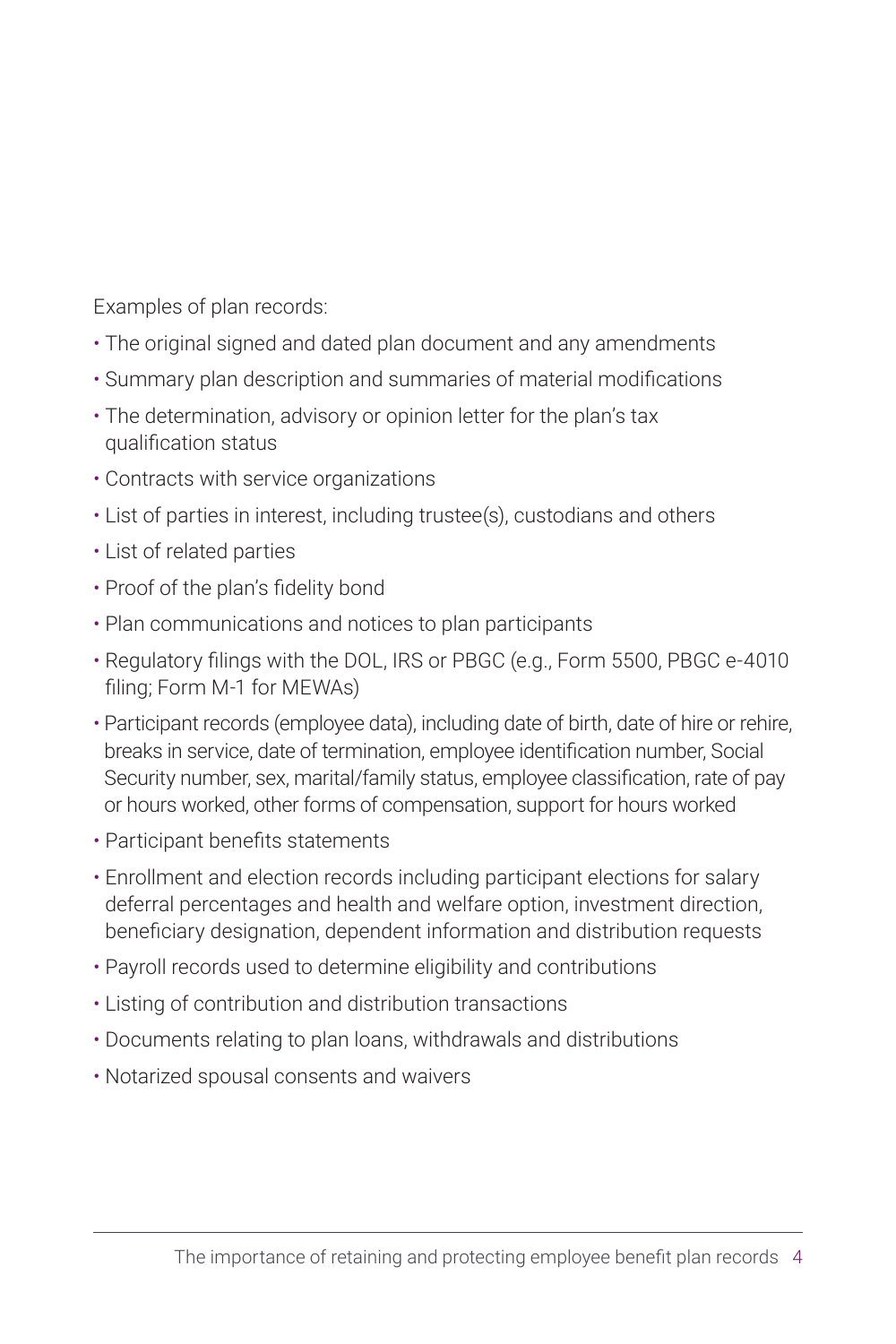Examples of plan records:

- The original signed and dated plan document and any amendments
- Summary plan description and summaries of material modifications
- The determination, advisory or opinion letter for the plan's tax qualification status
- Contracts with service organizations
- List of parties in interest, including trustee(s), custodians and others
- List of related parties
- Proof of the plan's fidelity bond
- Plan communications and notices to plan participants
- Regulatory filings with the DOL, IRS or PBGC (e.g., Form 5500, PBGC e-4010 filing; Form M-1 for MEWAs)
- Participant records (employee data), including date of birth, date of hire or rehire, breaks in service, date of termination, employee identification number, Social Security number, sex, marital/family status, employee classification, rate of pay or hours worked, other forms of compensation, support for hours worked
- Participant benefits statements
- Enrollment and election records including participant elections for salary deferral percentages and health and welfare option, investment direction, beneficiary designation, dependent information and distribution requests
- Payroll records used to determine eligibility and contributions
- Listing of contribution and distribution transactions
- Documents relating to plan loans, withdrawals and distributions
- Notarized spousal consents and waivers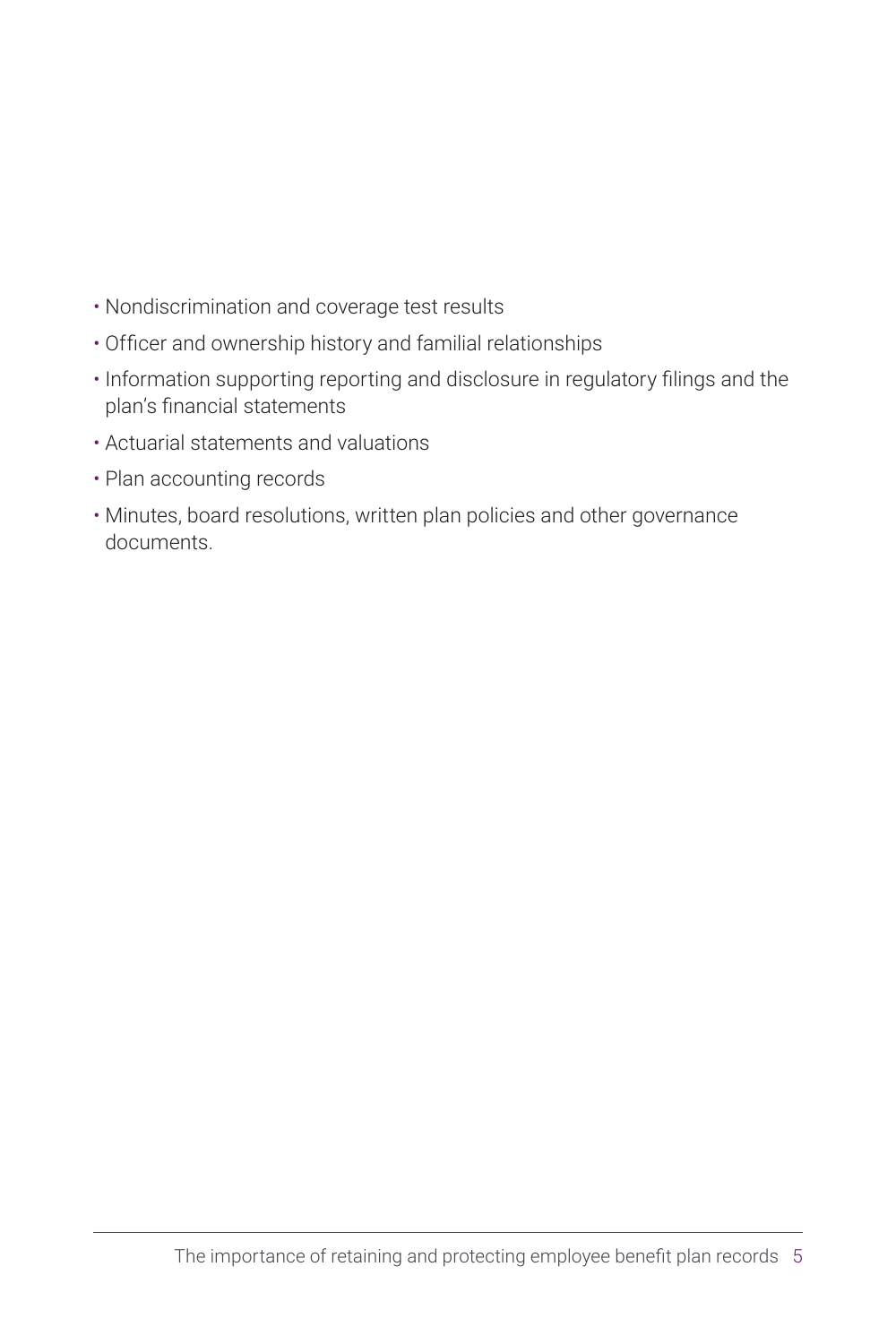- Nondiscrimination and coverage test results
- Officer and ownership history and familial relationships
- Information supporting reporting and disclosure in regulatory filings and the plan's financial statements
- Actuarial statements and valuations
- Plan accounting records
- Minutes, board resolutions, written plan policies and other governance documents.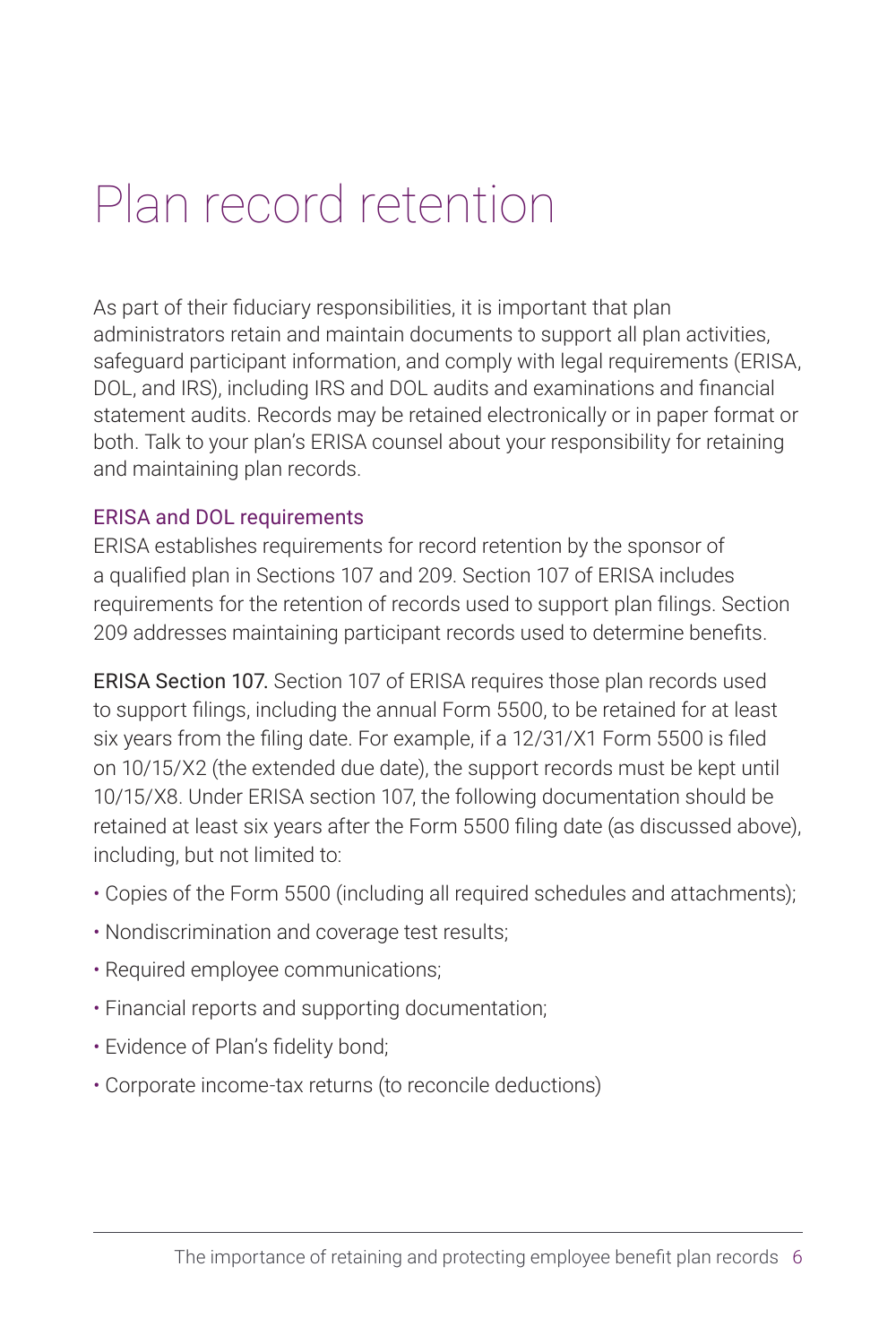# Plan record retention

As part of their fiduciary responsibilities, it is important that plan administrators retain and maintain documents to support all plan activities, safeguard participant information, and comply with legal requirements (ERISA, DOL, and IRS), including IRS and DOL audits and examinations and financial statement audits. Records may be retained electronically or in paper format or both. Talk to your plan's ERISA counsel about your responsibility for retaining and maintaining plan records.

## ERISA and DOL requirements

ERISA establishes requirements for record retention by the sponsor of a qualified plan in Sections 107 and 209. Section 107 of ERISA includes requirements for the retention of records used to support plan filings. Section 209 addresses maintaining participant records used to determine benefits.

**ERISA Section 107.** Section 107 of ERISA requires those plan records used to support filings, including the annual Form 5500, to be retained for at least six years from the filing date. For example, if a 12/31/X1 Form 5500 is filed on 10/15/X2 (the extended due date), the support records must be kept until 10/15/X8. Under ERISA section 107, the following documentation should be retained at least six years after the Form 5500 filing date (as discussed above), including, but not limited to:

- Copies of the Form 5500 (including all required schedules and attachments);
- Nondiscrimination and coverage test results;
- Required employee communications;
- Financial reports and supporting documentation;
- Evidence of Plan's fidelity bond;
- Corporate income-tax returns (to reconcile deductions)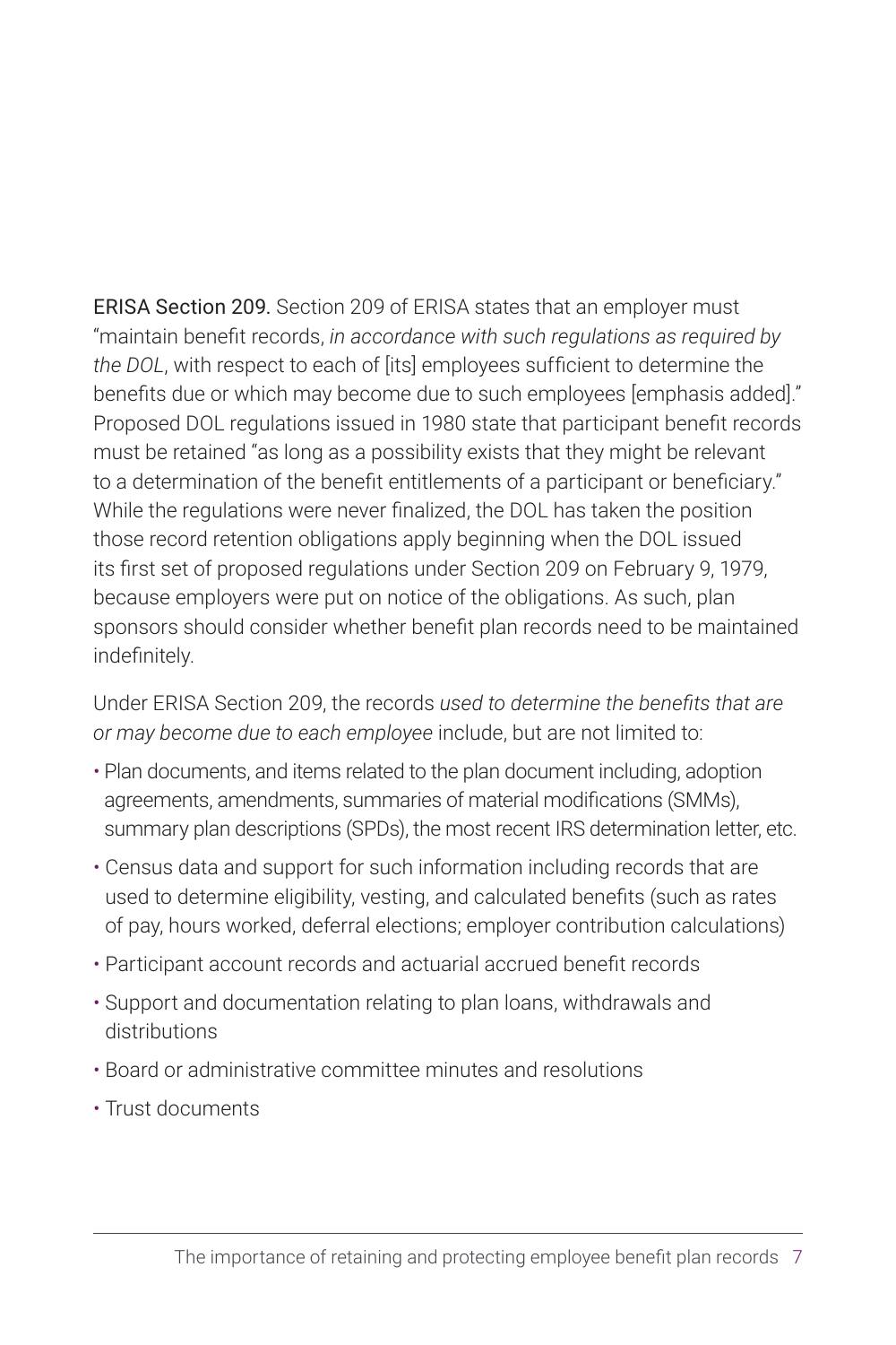**ERISA Section 209.** Section 209 of ERISA states that an employer must "maintain benefit records, *in accordance with such regulations as required by the DOL*, with respect to each of [its] employees sufficient to determine the benefits due or which may become due to such employees [emphasis added]." Proposed DOL regulations issued in 1980 state that participant benefit records must be retained "as long as a possibility exists that they might be relevant to a determination of the benefit entitlements of a participant or beneficiary." While the regulations were never finalized, the DOL has taken the position those record retention obligations apply beginning when the DOL issued its first set of proposed regulations under Section 209 on February 9, 1979, because employers were put on notice of the obligations. As such, plan sponsors should consider whether benefit plan records need to be maintained indefinitely.

Under ERISA Section 209, the records *used to determine the benefits that are or may become due to each employee* include, but are not limited to:

- Plan documents, and items related to the plan document including, adoption agreements, amendments, summaries of material modifications (SMMs), summary plan descriptions (SPDs), the most recent IRS determination letter, etc.
- Census data and support for such information including records that are used to determine eligibility, vesting, and calculated benefits (such as rates of pay, hours worked, deferral elections; employer contribution calculations)
- Participant account records and actuarial accrued benefit records
- Support and documentation relating to plan loans, withdrawals and distributions
- Board or administrative committee minutes and resolutions
- Trust documents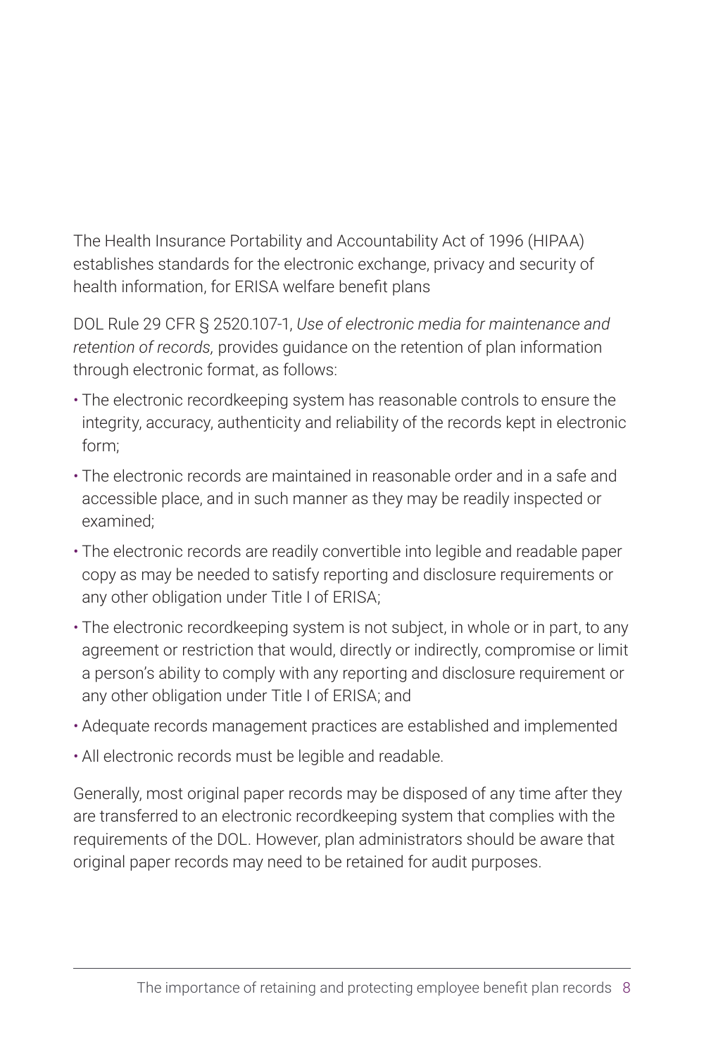The Health Insurance Portability and Accountability Act of 1996 (HIPAA) establishes standards for the electronic exchange, privacy and security of health information, for ERISA welfare benefit plans

DOL Rule 29 CFR § 2520.107-1, *Use of electronic media for maintenance and retention of records,* provides guidance on the retention of plan information through electronic format, as follows:

- The electronic recordkeeping system has reasonable controls to ensure the integrity, accuracy, authenticity and reliability of the records kept in electronic form;
- The electronic records are maintained in reasonable order and in a safe and accessible place, and in such manner as they may be readily inspected or examined;
- The electronic records are readily convertible into legible and readable paper copy as may be needed to satisfy reporting and disclosure requirements or any other obligation under Title I of ERISA;
- The electronic recordkeeping system is not subject, in whole or in part, to any agreement or restriction that would, directly or indirectly, compromise or limit a person's ability to comply with any reporting and disclosure requirement or any other obligation under Title I of ERISA; and
- Adequate records management practices are established and implemented
- All electronic records must be legible and readable.

Generally, most original paper records may be disposed of any time after they are transferred to an electronic recordkeeping system that complies with the requirements of the DOL. However, plan administrators should be aware that original paper records may need to be retained for audit purposes.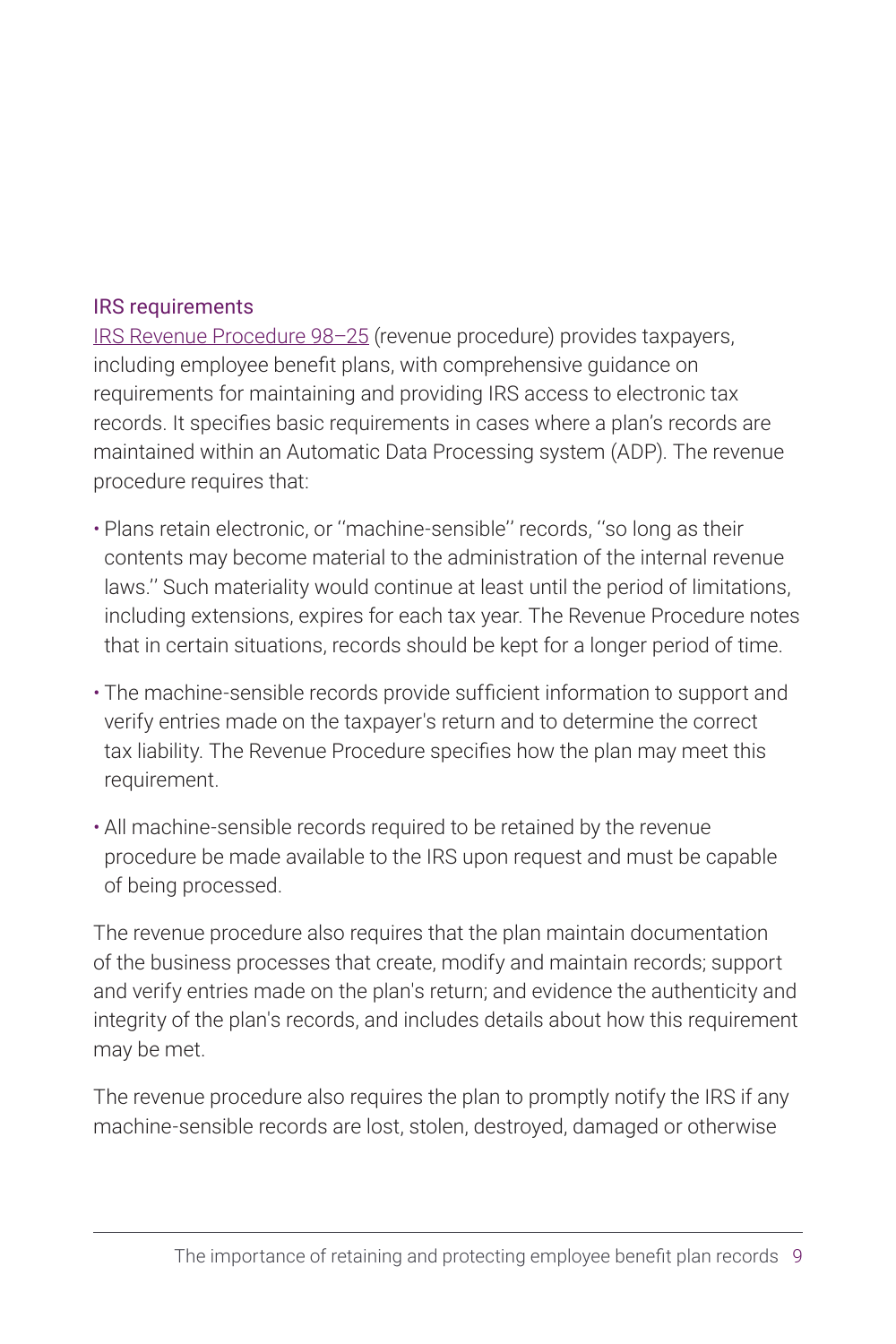### IRS requirements

[IRS Revenue Procedure 98–25](#) (revenue procedure) provides taxpayers, including employee benefit plans, with comprehensive guidance on requirements for maintaining and providing IRS access to electronic tax records. It specifies basic requirements in cases where a plan's records are maintained within an Automatic Data Processing system (ADP). The revenue procedure requires that:

- Plans retain electronic, or ''machine-sensible'' records, ''so long as their contents may become material to the administration of the internal revenue laws.'' Such materiality would continue at least until the period of limitations, including extensions, expires for each tax year. The Revenue Procedure notes that in certain situations, records should be kept for a longer period of time.
- The machine-sensible records provide sufficient information to support and verify entries made on the taxpayer's return and to determine the correct tax liability. The Revenue Procedure specifies how the plan may meet this requirement.
- All machine-sensible records required to be retained by the revenue procedure be made available to the IRS upon request and must be capable of being processed.

The revenue procedure also requires that the plan maintain documentation of the business processes that create, modify and maintain records; support and verify entries made on the plan's return; and evidence the authenticity and integrity of the plan's records, and includes details about how this requirement may be met.

The revenue procedure also requires the plan to promptly notify the IRS if any machine-sensible records are lost, stolen, destroyed, damaged or otherwise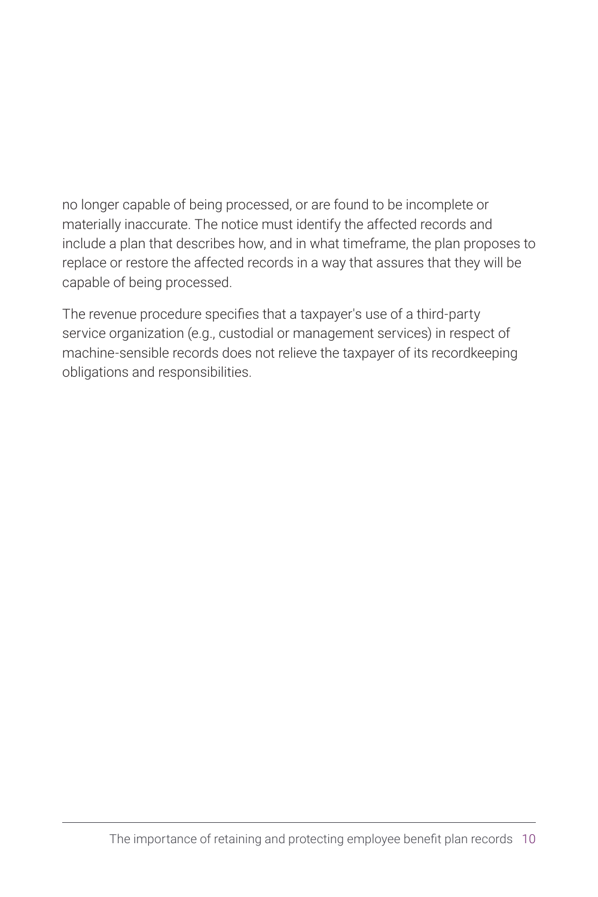no longer capable of being processed, or are found to be incomplete or materially inaccurate. The notice must identify the affected records and include a plan that describes how, and in what timeframe, the plan proposes to replace or restore the affected records in a way that assures that they will be capable of being processed.

The revenue procedure specifies that a taxpayer's use of a third-party service organization (e.g., custodial or management services) in respect of machine-sensible records does not relieve the taxpayer of its recordkeeping obligations and responsibilities.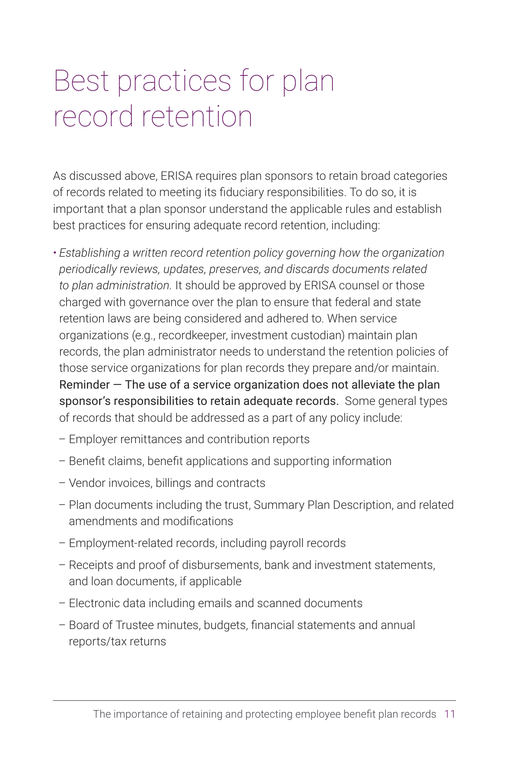# Best practices for plan record retention

As discussed above, ERISA requires plan sponsors to retain broad categories of records related to meeting its fiduciary responsibilities. To do so, it is important that a plan sponsor understand the applicable rules and establish best practices for ensuring adequate record retention, including:

- *Establishing a written record retention policy governing how the organization periodically reviews, updates, preserves, and discards documents related to plan administration.* It should be approved by ERISA counsel or those charged with governance over the plan to ensure that federal and state retention laws are being considered and adhered to. When service organizations (e.g., recordkeeper, investment custodian) maintain plan records, the plan administrator needs to understand the retention policies of those service organizations for plan records they prepare and/or maintain. Reminder — The use of a service organization does not alleviate the plan sponsor's responsibilities to retain adequate records. Some general types of records that should be addressed as a part of any policy include:
  - Employer remittances and contribution reports
  - Benefit claims, benefit applications and supporting information
  - Vendor invoices, billings and contracts
  - Plan documents including the trust, Summary Plan Description, and related amendments and modifications
  - Employment-related records, including payroll records
  - Receipts and proof of disbursements, bank and investment statements, and loan documents, if applicable
  - Electronic data including emails and scanned documents
  - Board of Trustee minutes, budgets, financial statements and annual reports/tax returns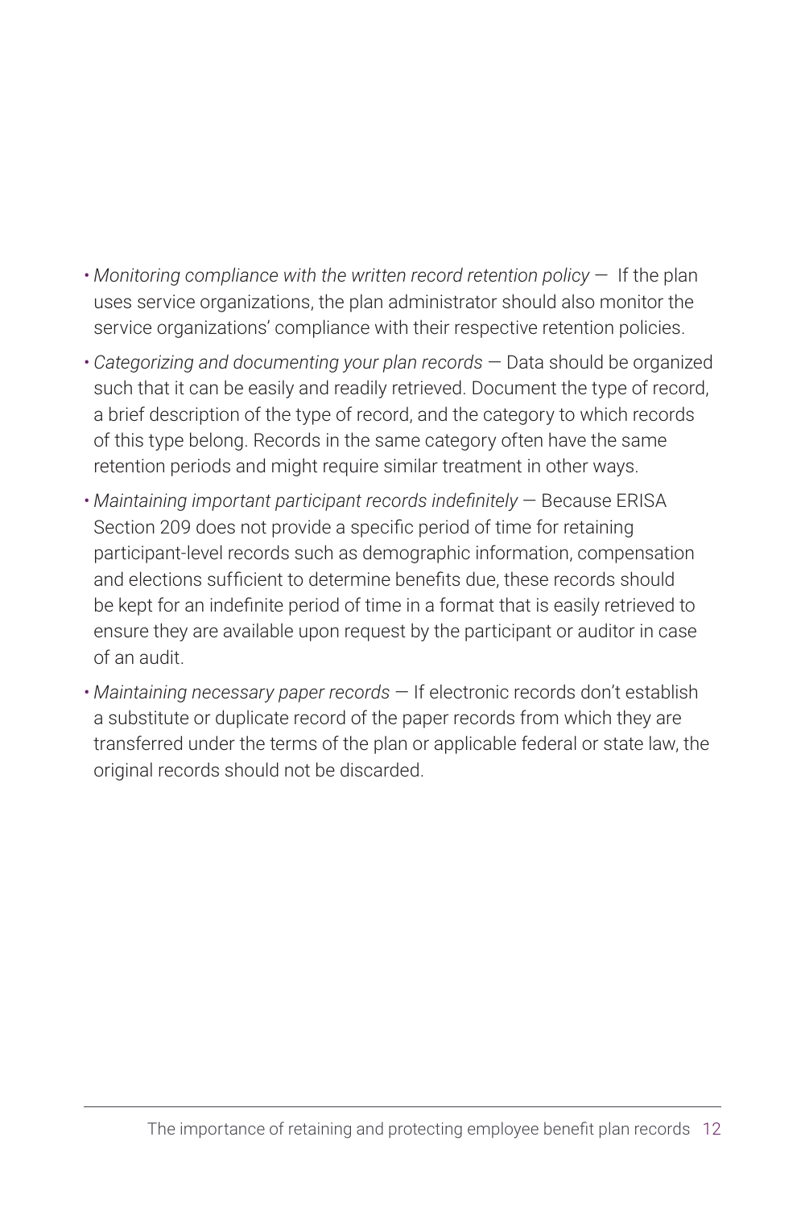- *Monitoring compliance with the written record retention policy* — If the plan uses service organizations, the plan administrator should also monitor the service organizations' compliance with their respective retention policies.
- *Categorizing and documenting your plan records* — Data should be organized such that it can be easily and readily retrieved. Document the type of record, a brief description of the type of record, and the category to which records of this type belong. Records in the same category often have the same retention periods and might require similar treatment in other ways.
- *Maintaining important participant records indefinitely* — Because ERISA Section 209 does not provide a specific period of time for retaining participant-level records such as demographic information, compensation and elections sufficient to determine benefits due, these records should be kept for an indefinite period of time in a format that is easily retrieved to ensure they are available upon request by the participant or auditor in case of an audit.
- *Maintaining necessary paper records* — If electronic records don't establish a substitute or duplicate record of the paper records from which they are transferred under the terms of the plan or applicable federal or state law, the original records should not be discarded.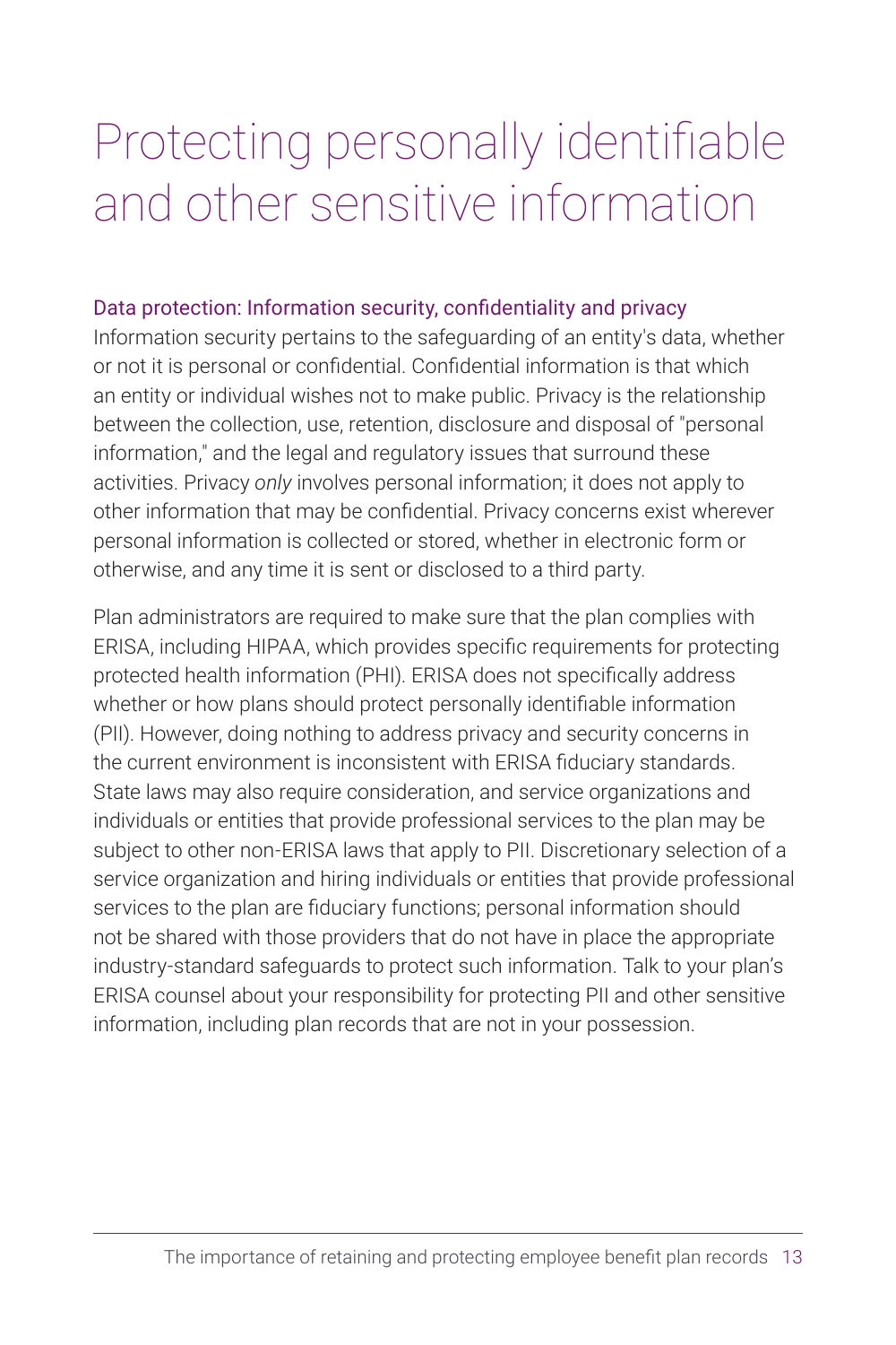# Protecting personally identifiable and other sensitive information

## Data protection: Information security, confidentiality and privacy

Information security pertains to the safeguarding of an entity's data, whether or not it is personal or confidential. Confidential information is that which an entity or individual wishes not to make public. Privacy is the relationship between the collection, use, retention, disclosure and disposal of "personal information," and the legal and regulatory issues that surround these activities. Privacy *only* involves personal information; it does not apply to other information that may be confidential. Privacy concerns exist wherever personal information is collected or stored, whether in electronic form or otherwise, and any time it is sent or disclosed to a third party.

Plan administrators are required to make sure that the plan complies with ERISA, including HIPAA, which provides specific requirements for protecting protected health information (PHI). ERISA does not specifically address whether or how plans should protect personally identifiable information (PII). However, doing nothing to address privacy and security concerns in the current environment is inconsistent with ERISA fiduciary standards. State laws may also require consideration, and service organizations and individuals or entities that provide professional services to the plan may be subject to other non-ERISA laws that apply to PII. Discretionary selection of a service organization and hiring individuals or entities that provide professional services to the plan are fiduciary functions; personal information should not be shared with those providers that do not have in place the appropriate industry-standard safeguards to protect such information. Talk to your plan's ERISA counsel about your responsibility for protecting PII and other sensitive information, including plan records that are not in your possession.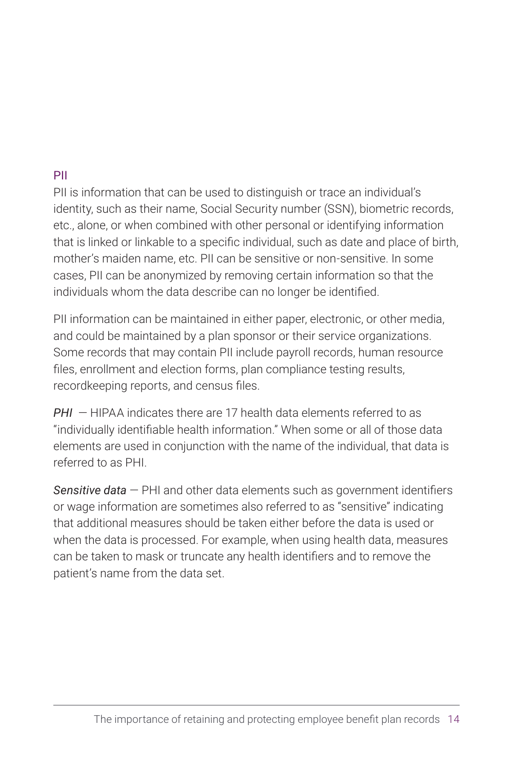### PII

PII is information that can be used to distinguish or trace an individual's identity, such as their name, Social Security number (SSN), biometric records, etc., alone, or when combined with other personal or identifying information that is linked or linkable to a specific individual, such as date and place of birth, mother's maiden name, etc. PII can be sensitive or non-sensitive. In some cases, PII can be anonymized by removing certain information so that the individuals whom the data describe can no longer be identified.

PII information can be maintained in either paper, electronic, or other media, and could be maintained by a plan sponsor or their service organizations. Some records that may contain PII include payroll records, human resource files, enrollment and election forms, plan compliance testing results, recordkeeping reports, and census files.

*PHI* — HIPAA indicates there are 17 health data elements referred to as "individually identifiable health information." When some or all of those data elements are used in conjunction with the name of the individual, that data is referred to as PHI.

*Sensitive data* — PHI and other data elements such as government identifiers or wage information are sometimes also referred to as "sensitive" indicating that additional measures should be taken either before the data is used or when the data is processed. For example, when using health data, measures can be taken to mask or truncate any health identifiers and to remove the patient's name from the data set.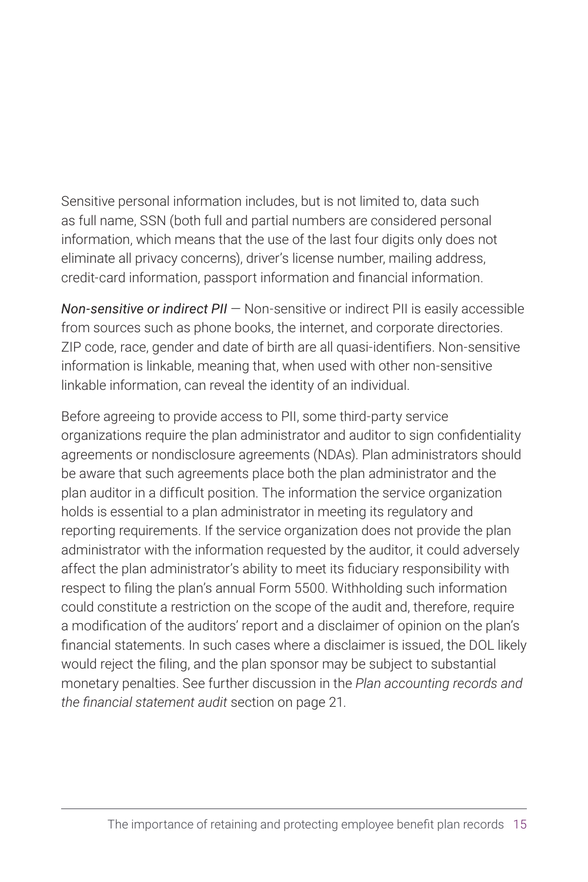Sensitive personal information includes, but is not limited to, data such as full name, SSN (both full and partial numbers are considered personal information, which means that the use of the last four digits only does not eliminate all privacy concerns), driver's license number, mailing address, credit-card information, passport information and financial information.

*Non-sensitive or indirect PII* — Non-sensitive or indirect PII is easily accessible from sources such as phone books, the internet, and corporate directories. ZIP code, race, gender and date of birth are all quasi-identifiers. Non-sensitive information is linkable, meaning that, when used with other non-sensitive linkable information, can reveal the identity of an individual.

Before agreeing to provide access to PII, some third-party service organizations require the plan administrator and auditor to sign confidentiality agreements or nondisclosure agreements (NDAs). Plan administrators should be aware that such agreements place both the plan administrator and the plan auditor in a difficult position. The information the service organization holds is essential to a plan administrator in meeting its regulatory and reporting requirements. If the service organization does not provide the plan administrator with the information requested by the auditor, it could adversely affect the plan administrator's ability to meet its fiduciary responsibility with respect to filing the plan's annual Form 5500. Withholding such information could constitute a restriction on the scope of the audit and, therefore, require a modification of the auditors' report and a disclaimer of opinion on the plan's financial statements. In such cases where a disclaimer is issued, the DOL likely would reject the filing, and the plan sponsor may be subject to substantial monetary penalties. See further discussion in the *Plan accounting records and the financial statement audit* section on page 21.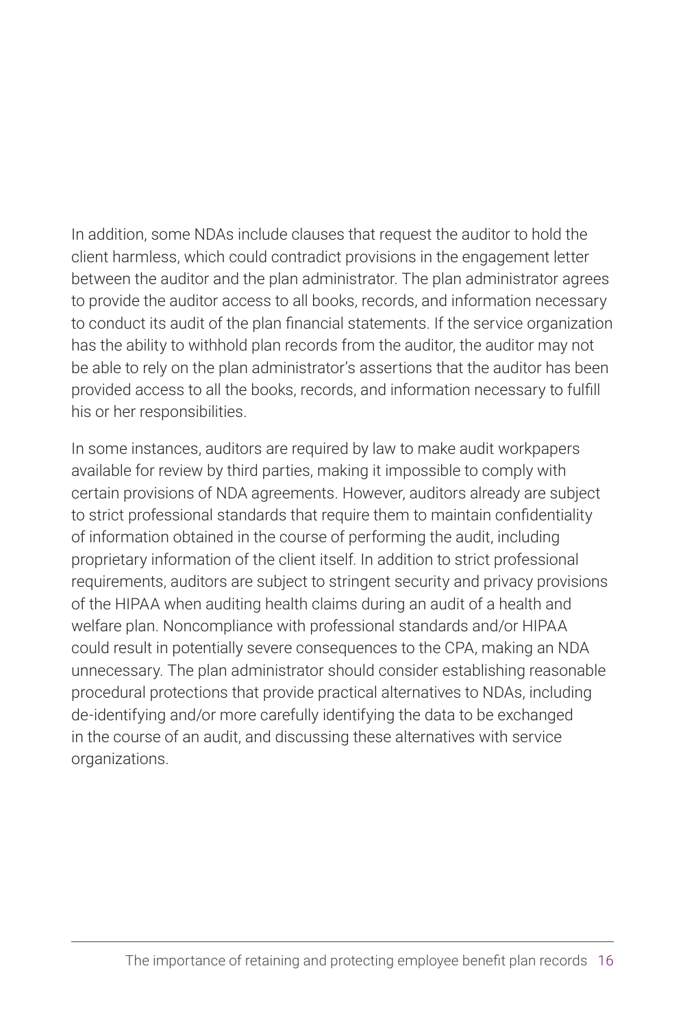In addition, some NDAs include clauses that request the auditor to hold the client harmless, which could contradict provisions in the engagement letter between the auditor and the plan administrator. The plan administrator agrees to provide the auditor access to all books, records, and information necessary to conduct its audit of the plan financial statements. If the service organization has the ability to withhold plan records from the auditor, the auditor may not be able to rely on the plan administrator's assertions that the auditor has been provided access to all the books, records, and information necessary to fulfill his or her responsibilities.

In some instances, auditors are required by law to make audit workpapers available for review by third parties, making it impossible to comply with certain provisions of NDA agreements. However, auditors already are subject to strict professional standards that require them to maintain confidentiality of information obtained in the course of performing the audit, including proprietary information of the client itself. In addition to strict professional requirements, auditors are subject to stringent security and privacy provisions of the HIPAA when auditing health claims during an audit of a health and welfare plan. Noncompliance with professional standards and/or HIPAA could result in potentially severe consequences to the CPA, making an NDA unnecessary. The plan administrator should consider establishing reasonable procedural protections that provide practical alternatives to NDAs, including de-identifying and/or more carefully identifying the data to be exchanged in the course of an audit, and discussing these alternatives with service organizations.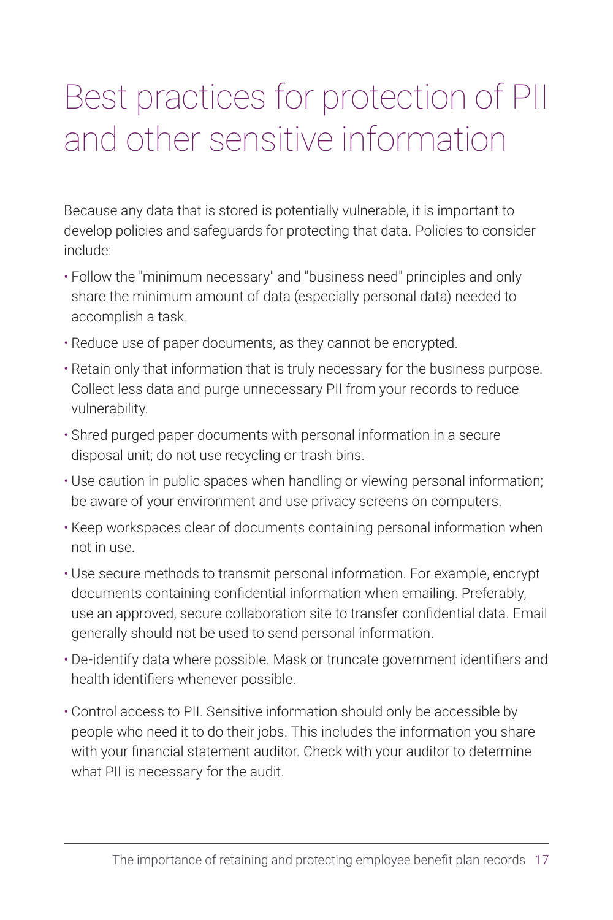# Best practices for protection of PII and other sensitive information

Because any data that is stored is potentially vulnerable, it is important to develop policies and safeguards for protecting that data. Policies to consider include:

- Follow the "minimum necessary" and "business need" principles and only share the minimum amount of data (especially personal data) needed to accomplish a task.
- Reduce use of paper documents, as they cannot be encrypted.
- Retain only that information that is truly necessary for the business purpose. Collect less data and purge unnecessary PII from your records to reduce vulnerability.
- Shred purged paper documents with personal information in a secure disposal unit; do not use recycling or trash bins.
- Use caution in public spaces when handling or viewing personal information; be aware of your environment and use privacy screens on computers.
- Keep workspaces clear of documents containing personal information when not in use.
- Use secure methods to transmit personal information. For example, encrypt documents containing confidential information when emailing. Preferably, use an approved, secure collaboration site to transfer confidential data. Email generally should not be used to send personal information.
- De-identify data where possible. Mask or truncate government identifiers and health identifiers whenever possible.
- Control access to PII. Sensitive information should only be accessible by people who need it to do their jobs. This includes the information you share with your financial statement auditor. Check with your auditor to determine what PII is necessary for the audit.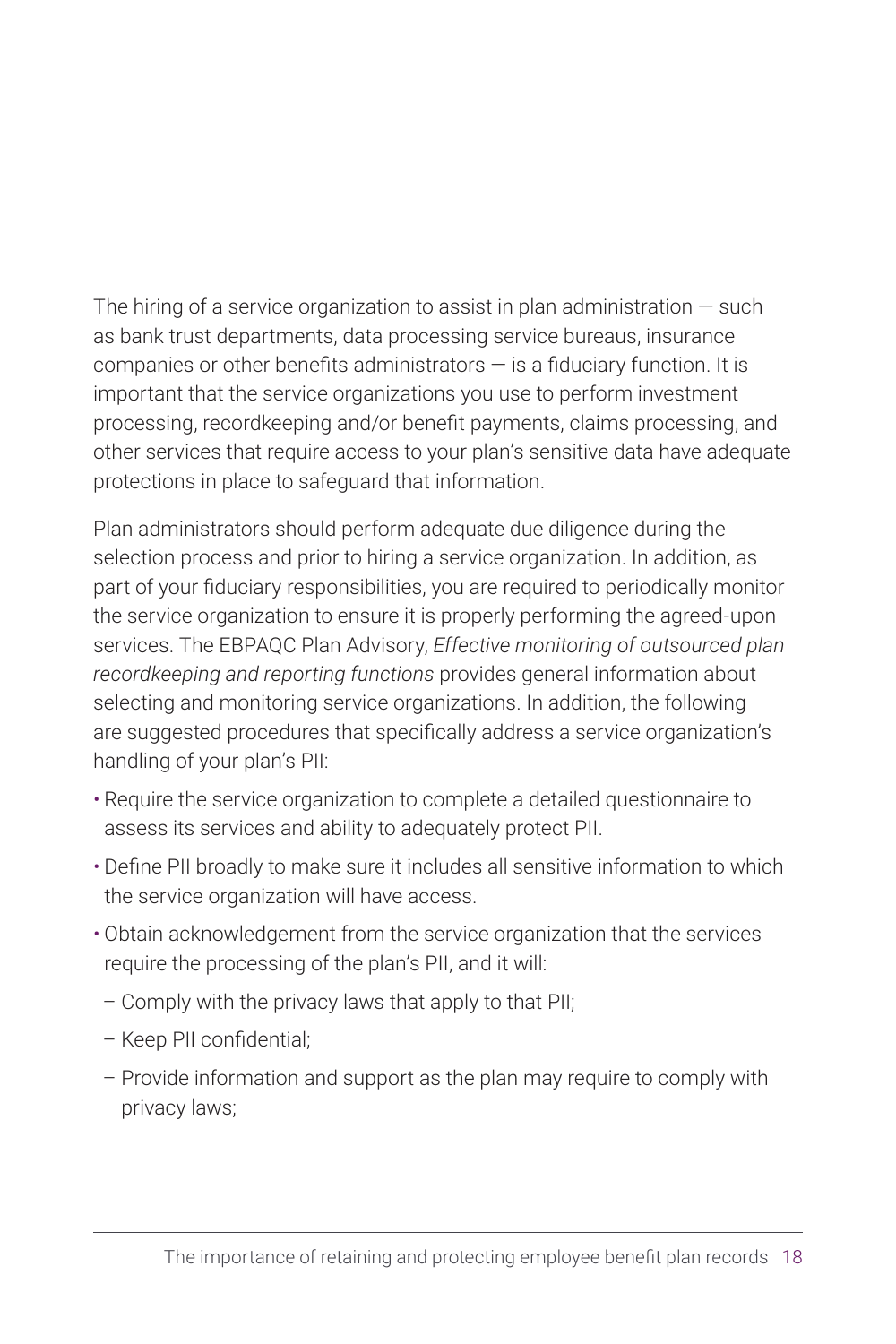The hiring of a service organization to assist in plan administration — such as bank trust departments, data processing service bureaus, insurance companies or other benefits administrators — is a fiduciary function. It is important that the service organizations you use to perform investment processing, recordkeeping and/or benefit payments, claims processing, and other services that require access to your plan's sensitive data have adequate protections in place to safeguard that information.

Plan administrators should perform adequate due diligence during the selection process and prior to hiring a service organization. In addition, as part of your fiduciary responsibilities, you are required to periodically monitor the service organization to ensure it is properly performing the agreed-upon services. The EBPAQC Plan Advisory, *Effective monitoring of outsourced plan recordkeeping and reporting functions* provides general information about selecting and monitoring service organizations. In addition, the following are suggested procedures that specifically address a service organization's handling of your plan's PII:

- Require the service organization to complete a detailed questionnaire to assess its services and ability to adequately protect PII.
- Define PII broadly to make sure it includes all sensitive information to which the service organization will have access.
- Obtain acknowledgement from the service organization that the services require the processing of the plan's PII, and it will:
  - Comply with the privacy laws that apply to that PII;
  - Keep PII confidential;
  - Provide information and support as the plan may require to comply with privacy laws;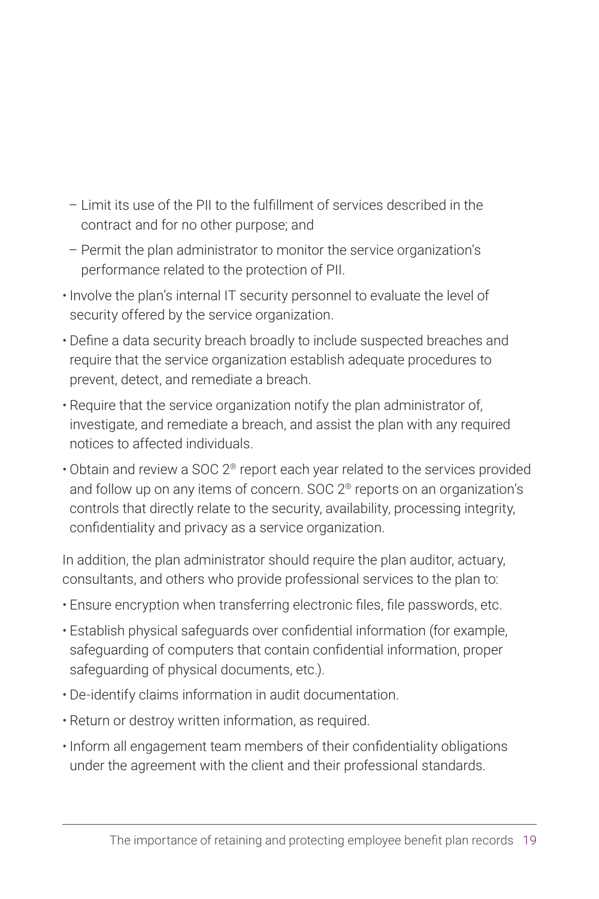- Limit its use of the PII to the fulfillment of services described in the contract and for no other purpose; and
  - Permit the plan administrator to monitor the service organization's performance related to the protection of PII.
- Involve the plan's internal IT security personnel to evaluate the level of security offered by the service organization.
- Define a data security breach broadly to include suspected breaches and require that the service organization establish adequate procedures to prevent, detect, and remediate a breach.
- Require that the service organization notify the plan administrator of, investigate, and remediate a breach, and assist the plan with any required notices to affected individuals.
- Obtain and review a SOC 2® report each year related to the services provided and follow up on any items of concern. SOC 2® reports on an organization's controls that directly relate to the security, availability, processing integrity, confidentiality and privacy as a service organization.

In addition, the plan administrator should require the plan auditor, actuary, consultants, and others who provide professional services to the plan to:

- Ensure encryption when transferring electronic files, file passwords, etc.
- Establish physical safeguards over confidential information (for example, safeguarding of computers that contain confidential information, proper safeguarding of physical documents, etc.).
- De-identify claims information in audit documentation.
- Return or destroy written information, as required.
- Inform all engagement team members of their confidentiality obligations under the agreement with the client and their professional standards.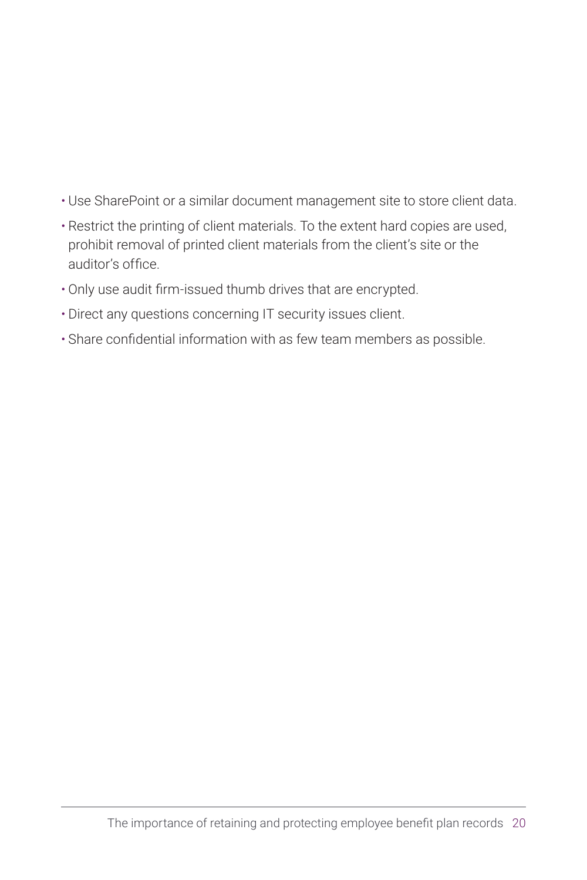- Use SharePoint or a similar document management site to store client data.
- Restrict the printing of client materials. To the extent hard copies are used, prohibit removal of printed client materials from the client's site or the auditor's office.
- Only use audit firm-issued thumb drives that are encrypted.
- Direct any questions concerning IT security issues client.
- Share confidential information with as few team members as possible.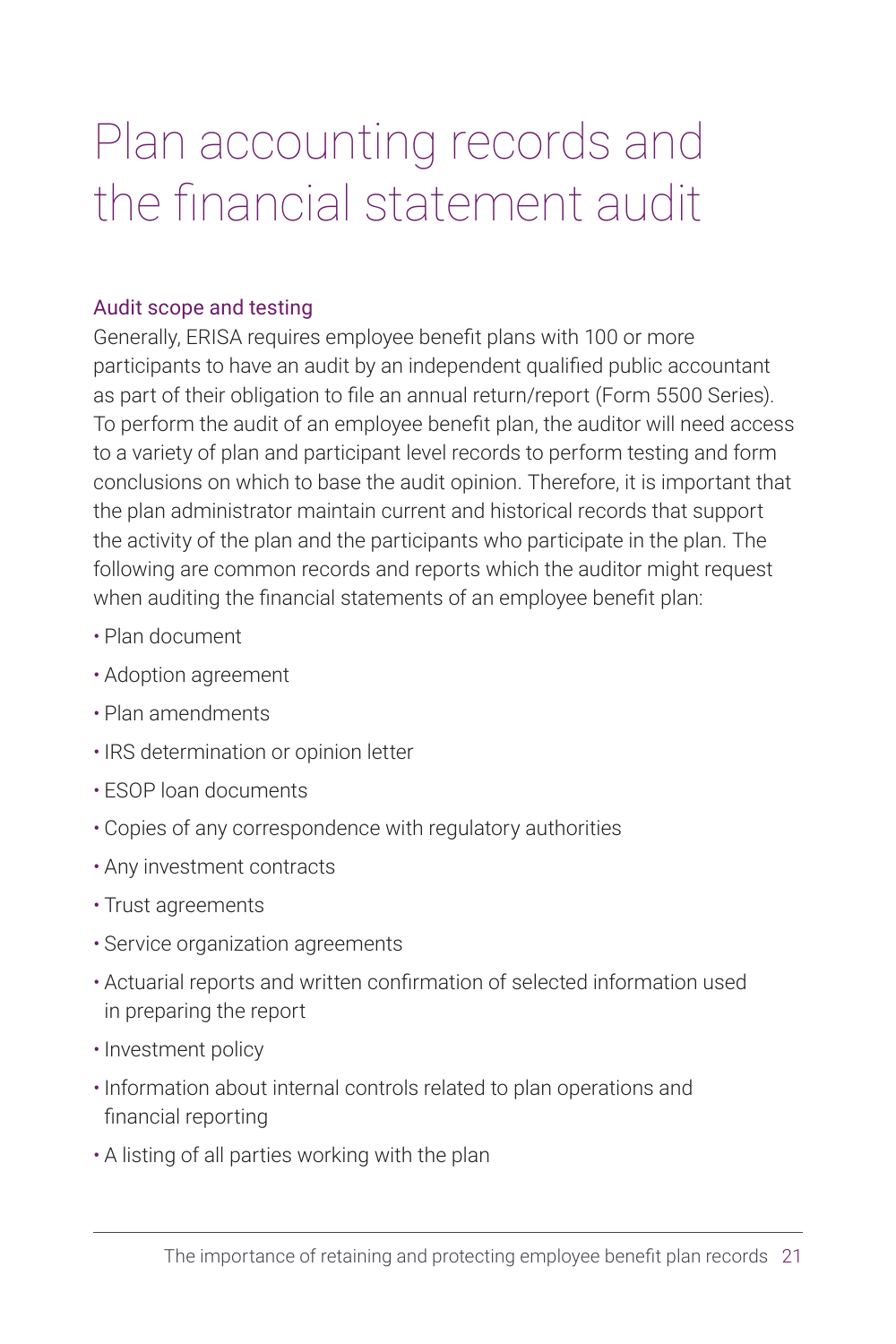# Plan accounting records and the financial statement audit

## Audit scope and testing

Generally, ERISA requires employee benefit plans with 100 or more participants to have an audit by an independent qualified public accountant as part of their obligation to file an annual return/report (Form 5500 Series). To perform the audit of an employee benefit plan, the auditor will need access to a variety of plan and participant level records to perform testing and form conclusions on which to base the audit opinion. Therefore, it is important that the plan administrator maintain current and historical records that support the activity of the plan and the participants who participate in the plan. The following are common records and reports which the auditor might request when auditing the financial statements of an employee benefit plan:

- Plan document
- Adoption agreement
- Plan amendments
- IRS determination or opinion letter
- ESOP loan documents
- Copies of any correspondence with regulatory authorities
- Any investment contracts
- Trust agreements
- Service organization agreements
- Actuarial reports and written confirmation of selected information used in preparing the report
- Investment policy
- Information about internal controls related to plan operations and financial reporting
- A listing of all parties working with the plan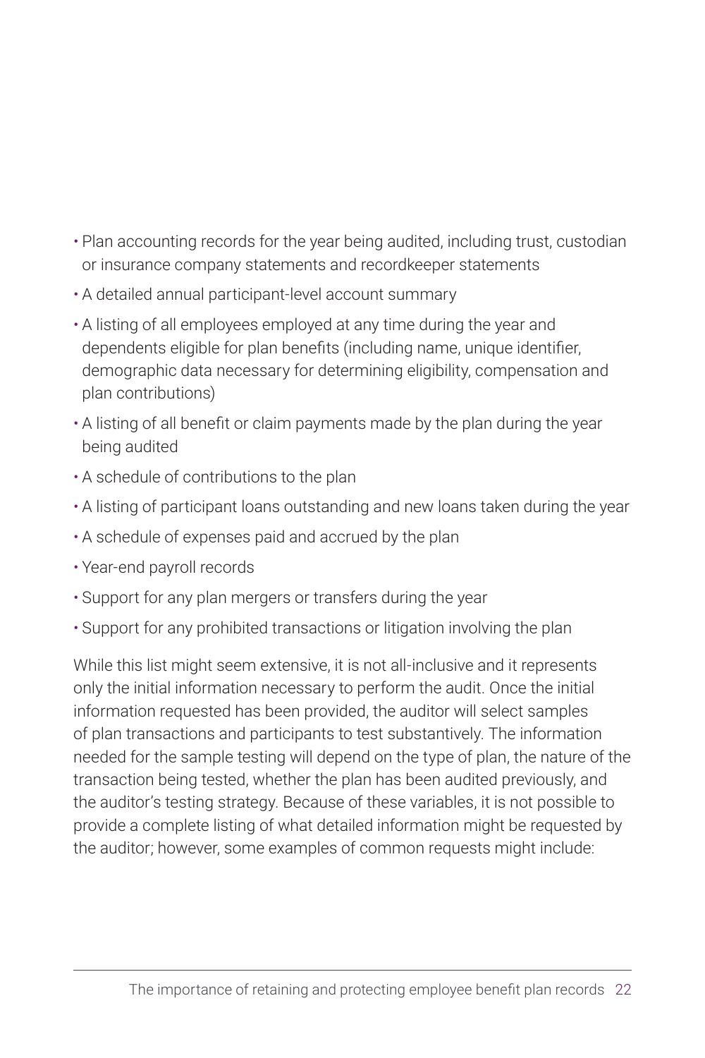- Plan accounting records for the year being audited, including trust, custodian or insurance company statements and recordkeeper statements
- A detailed annual participant-level account summary
- A listing of all employees employed at any time during the year and dependents eligible for plan benefits (including name, unique identifier, demographic data necessary for determining eligibility, compensation and plan contributions)
- A listing of all benefit or claim payments made by the plan during the year being audited
- A schedule of contributions to the plan
- A listing of participant loans outstanding and new loans taken during the year
- A schedule of expenses paid and accrued by the plan
- Year-end payroll records
- Support for any plan mergers or transfers during the year
- Support for any prohibited transactions or litigation involving the plan

While this list might seem extensive, it is not all-inclusive and it represents only the initial information necessary to perform the audit. Once the initial information requested has been provided, the auditor will select samples of plan transactions and participants to test substantively. The information needed for the sample testing will depend on the type of plan, the nature of the transaction being tested, whether the plan has been audited previously, and the auditor's testing strategy. Because of these variables, it is not possible to provide a complete listing of what detailed information might be requested by the auditor; however, some examples of common requests might include: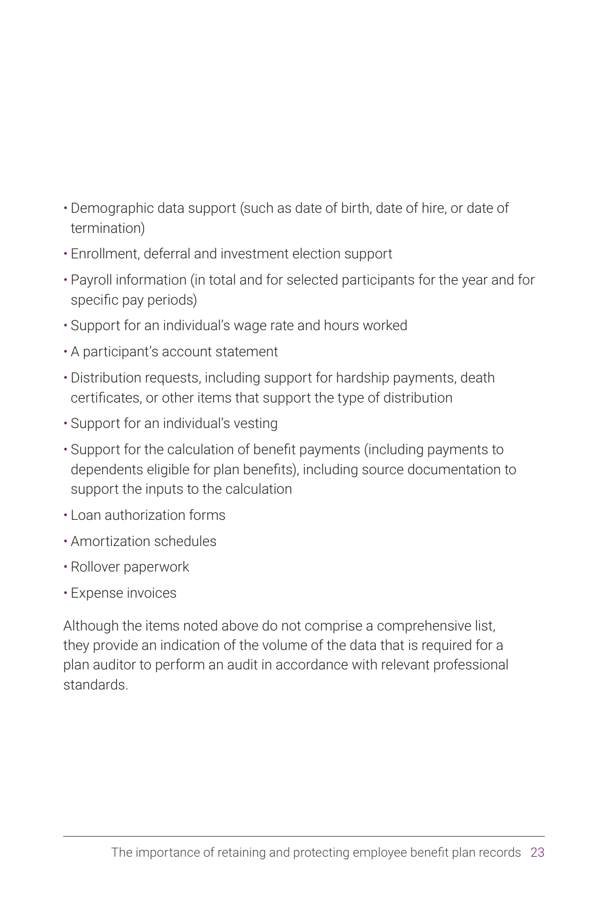- Demographic data support (such as date of birth, date of hire, or date of termination)
- Enrollment, deferral and investment election support
- Payroll information (in total and for selected participants for the year and for specific pay periods)
- Support for an individual's wage rate and hours worked
- A participant's account statement
- Distribution requests, including support for hardship payments, death certificates, or other items that support the type of distribution
- Support for an individual's vesting
- Support for the calculation of benefit payments (including payments to dependents eligible for plan benefits), including source documentation to support the inputs to the calculation
- Loan authorization forms
- Amortization schedules
- Rollover paperwork
- Expense invoices

Although the items noted above do not comprise a comprehensive list, they provide an indication of the volume of the data that is required for a plan auditor to perform an audit in accordance with relevant professional standards.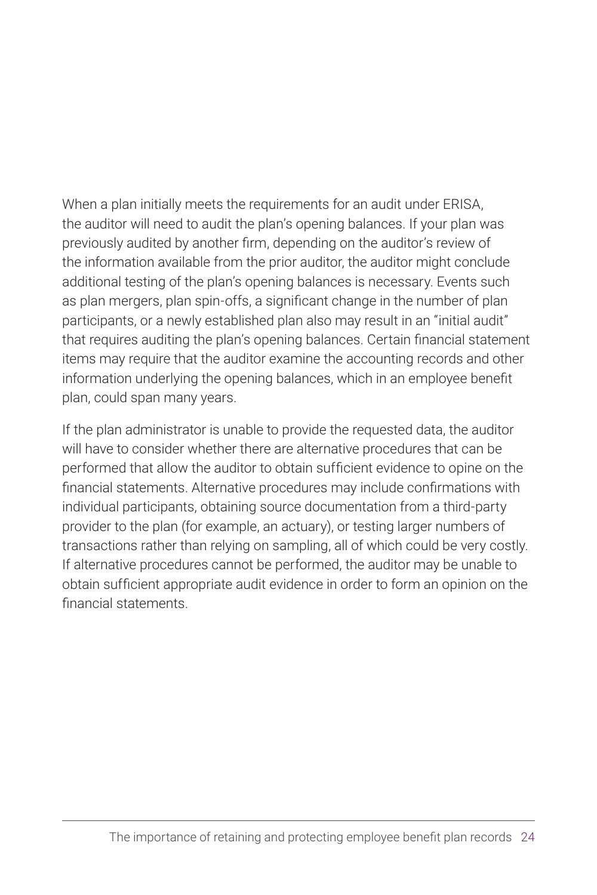When a plan initially meets the requirements for an audit under ERISA, the auditor will need to audit the plan's opening balances. If your plan was previously audited by another firm, depending on the auditor's review of the information available from the prior auditor, the auditor might conclude additional testing of the plan's opening balances is necessary. Events such as plan mergers, plan spin-offs, a significant change in the number of plan participants, or a newly established plan also may result in an "initial audit" that requires auditing the plan's opening balances. Certain financial statement items may require that the auditor examine the accounting records and other information underlying the opening balances, which in an employee benefit plan, could span many years.

If the plan administrator is unable to provide the requested data, the auditor will have to consider whether there are alternative procedures that can be performed that allow the auditor to obtain sufficient evidence to opine on the financial statements. Alternative procedures may include confirmations with individual participants, obtaining source documentation from a third-party provider to the plan (for example, an actuary), or testing larger numbers of transactions rather than relying on sampling, all of which could be very costly. If alternative procedures cannot be performed, the auditor may be unable to obtain sufficient appropriate audit evidence in order to form an opinion on the financial statements.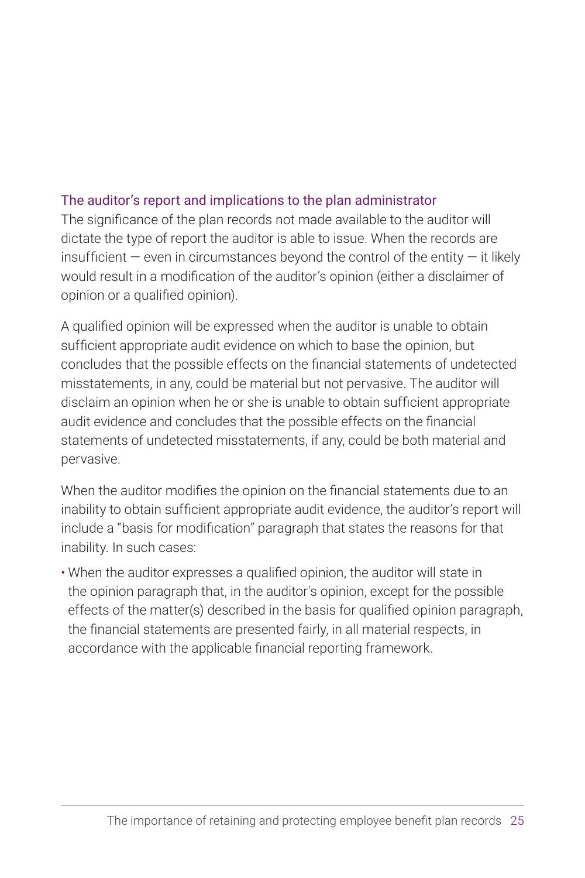### The auditor’s report and implications to the plan administrator

The significance of the plan records not made available to the auditor will dictate the type of report the auditor is able to issue. When the records are insufficient — even in circumstances beyond the control of the entity — it likely would result in a modification of the auditor’s opinion (either a disclaimer of opinion or a qualified opinion).

A qualified opinion will be expressed when the auditor is unable to obtain sufficient appropriate audit evidence on which to base the opinion, but concludes that the possible effects on the financial statements of undetected misstatements, in any, could be material but not pervasive. The auditor will disclaim an opinion when he or she is unable to obtain sufficient appropriate audit evidence and concludes that the possible effects on the financial statements of undetected misstatements, if any, could be both material and pervasive.

When the auditor modifies the opinion on the financial statements due to an inability to obtain sufficient appropriate audit evidence, the auditor’s report will include a “basis for modification” paragraph that states the reasons for that inability. In such cases:

- When the auditor expresses a qualified opinion, the auditor will state in the opinion paragraph that, in the auditor's opinion, except for the possible effects of the matter(s) described in the basis for qualified opinion paragraph, the financial statements are presented fairly, in all material respects, in accordance with the applicable financial reporting framework.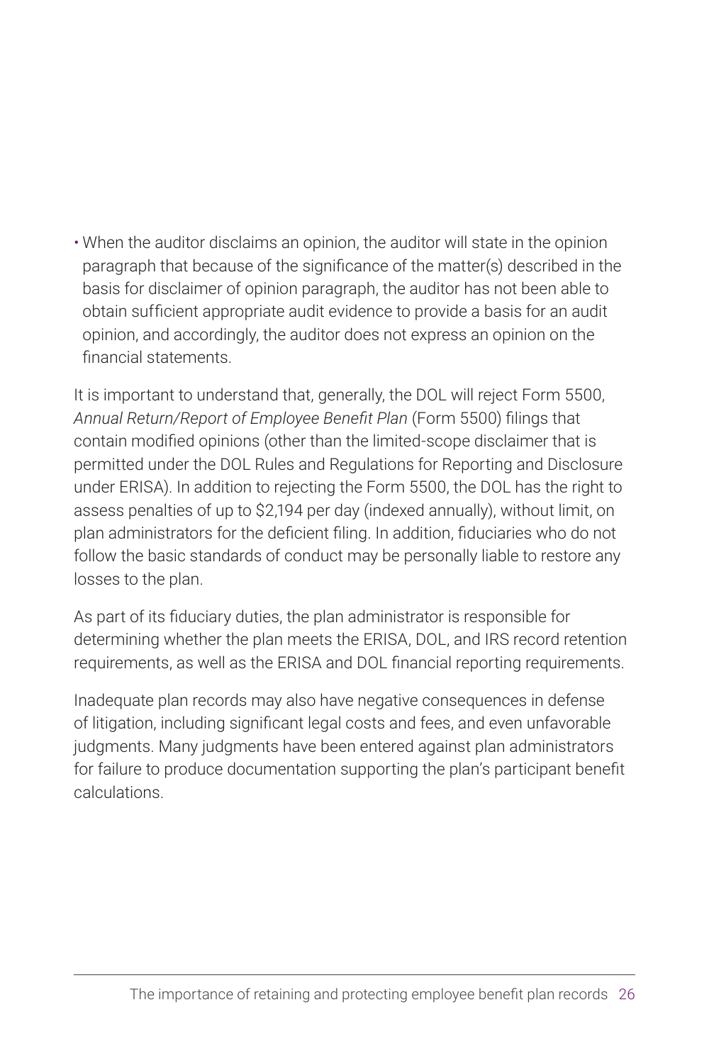- When the auditor disclaims an opinion, the auditor will state in the opinion paragraph that because of the significance of the matter(s) described in the basis for disclaimer of opinion paragraph, the auditor has not been able to obtain sufficient appropriate audit evidence to provide a basis for an audit opinion, and accordingly, the auditor does not express an opinion on the financial statements.

It is important to understand that, generally, the DOL will reject Form 5500, *Annual Return/Report of Employee Benefit Plan* (Form 5500) filings that contain modified opinions (other than the limited-scope disclaimer that is permitted under the DOL Rules and Regulations for Reporting and Disclosure under ERISA). In addition to rejecting the Form 5500, the DOL has the right to assess penalties of up to $2,194 per day (indexed annually), without limit, on plan administrators for the deficient filing. In addition, fiduciaries who do not follow the basic standards of conduct may be personally liable to restore any losses to the plan.

As part of its fiduciary duties, the plan administrator is responsible for determining whether the plan meets the ERISA, DOL, and IRS record retention requirements, as well as the ERISA and DOL financial reporting requirements.

Inadequate plan records may also have negative consequences in defense of litigation, including significant legal costs and fees, and even unfavorable judgments. Many judgments have been entered against plan administrators for failure to produce documentation supporting the plan's participant benefit calculations.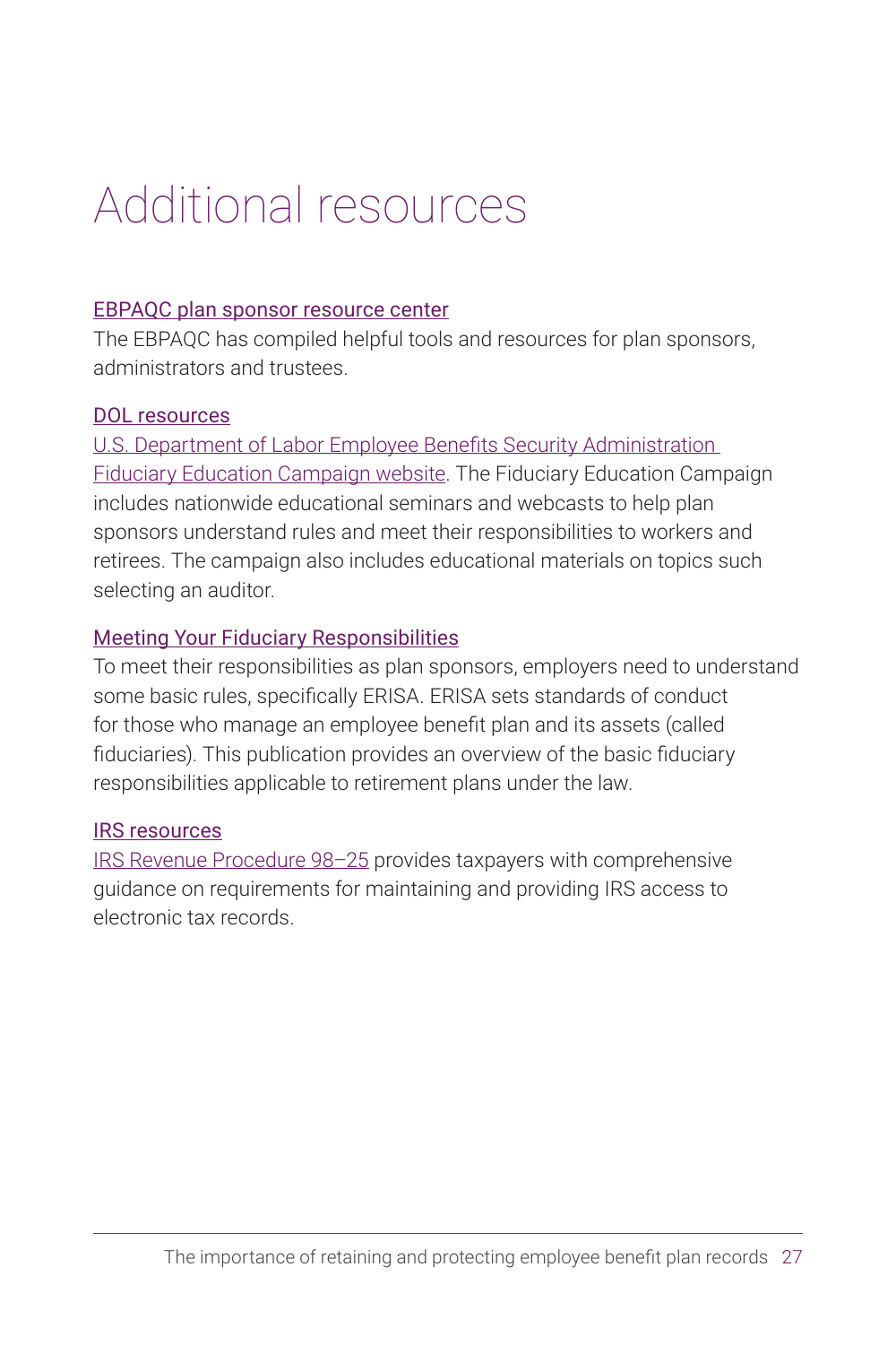# Additional resources

EBPAQC plan sponsor resource center

The EBPAQC has compiled helpful tools and resources for plan sponsors, administrators and trustees.

DOL resources

U.S. Department of Labor Employee Benefits Security Administration Fiduciary Education Campaign website. The Fiduciary Education Campaign includes nationwide educational seminars and webcasts to help plan sponsors understand rules and meet their responsibilities to workers and retirees. The campaign also includes educational materials on topics such selecting an auditor.

Meeting Your Fiduciary Responsibilities

To meet their responsibilities as plan sponsors, employers need to understand some basic rules, specifically ERISA. ERISA sets standards of conduct for those who manage an employee benefit plan and its assets (called fiduciaries). This publication provides an overview of the basic fiduciary responsibilities applicable to retirement plans under the law.

IRS resources

IRS Revenue Procedure 98–25 provides taxpayers with comprehensive guidance on requirements for maintaining and providing IRS access to electronic tax records.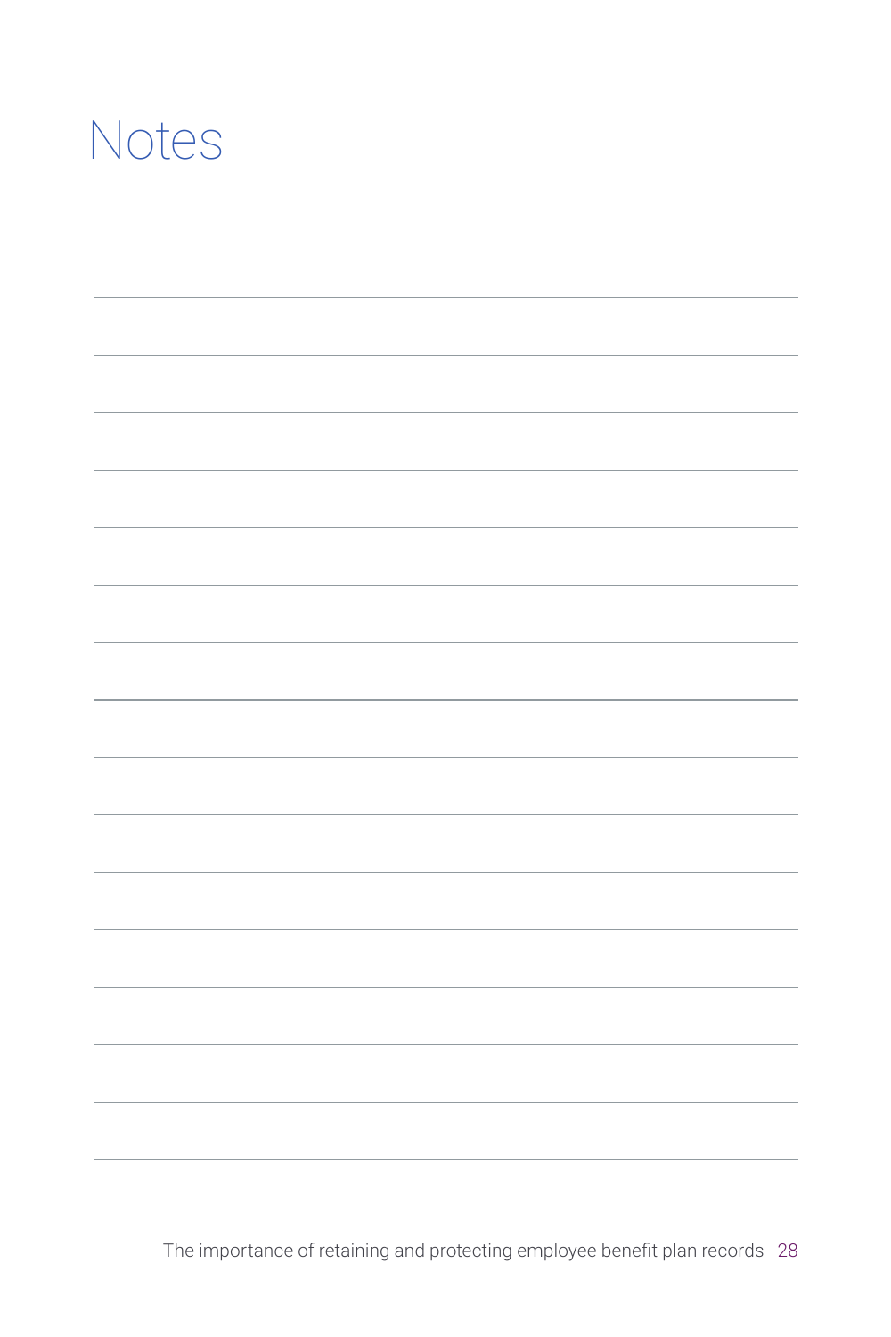# Notes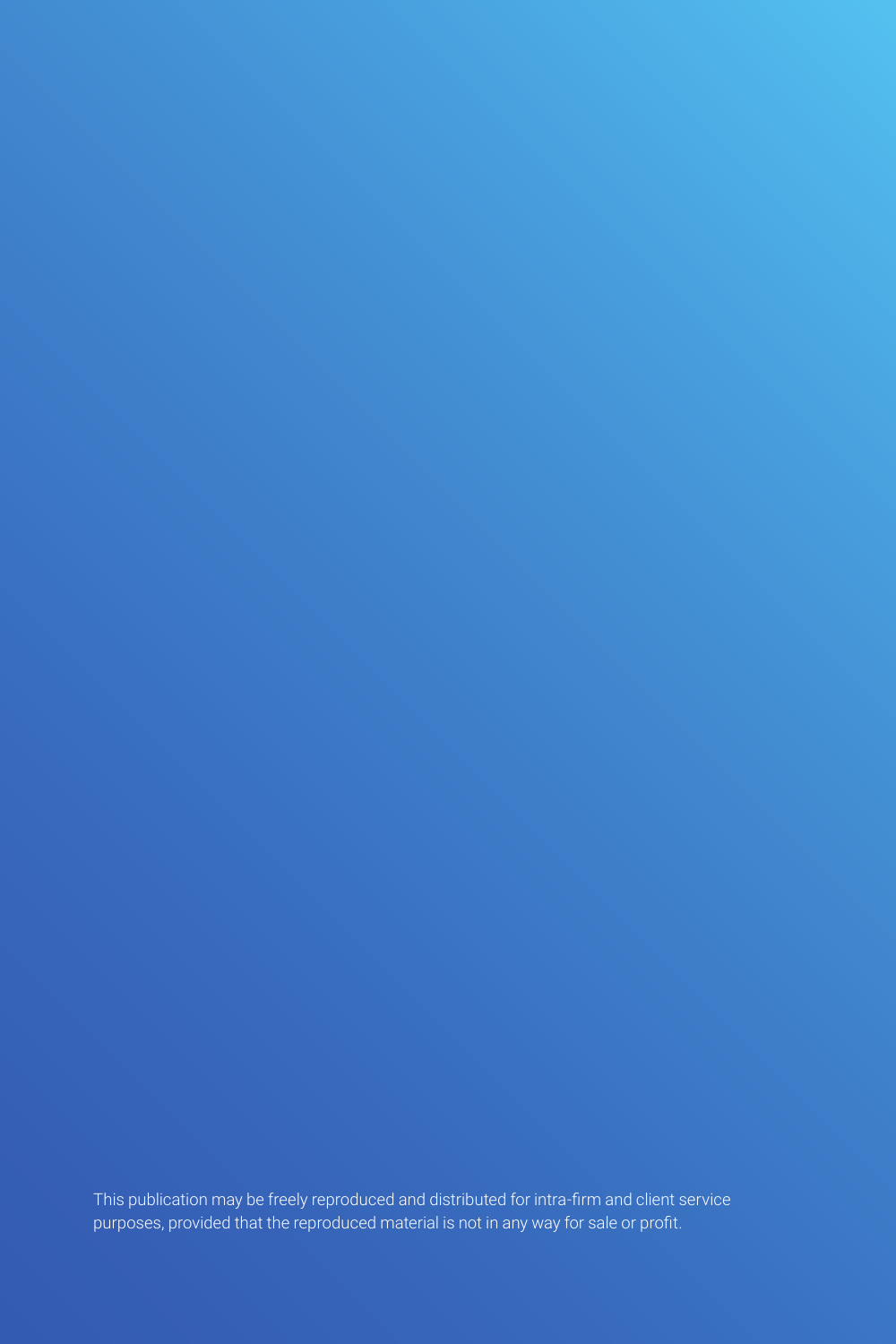This publication may be freely reproduced and distributed for intra-firm and client service purposes, provided that the reproduced material is not in any way for sale or profit.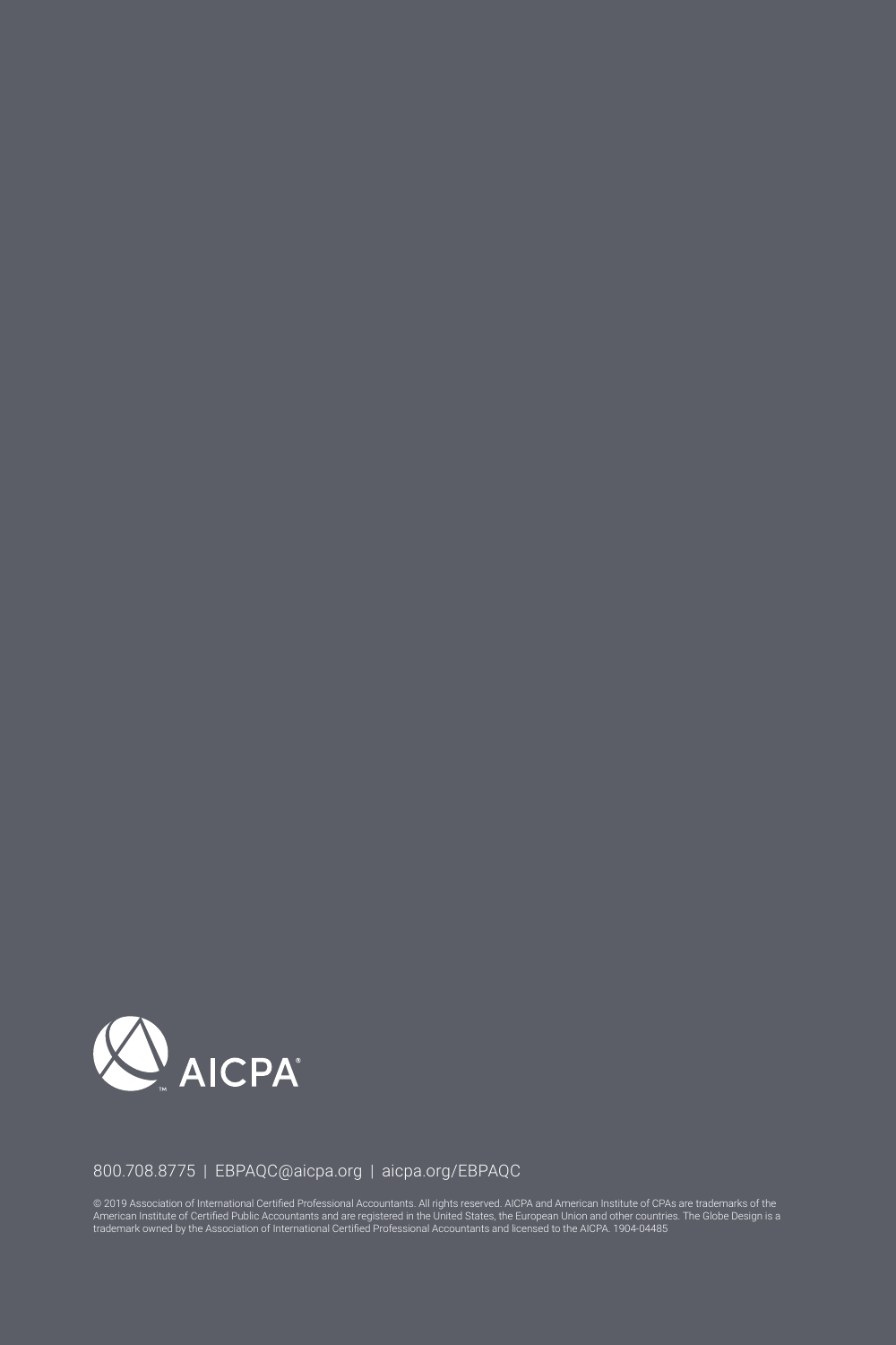AICPA

800.708.8775 | EBPAQC@aicpa.org | aicpa.org/EBPAQC

© 2019 Association of International Certified Professional Accountants. All rights reserved. AICPA and American Institute of CPAs are trademarks of the American Institute of Certified Public Accountants and are registered in the United States, the European Union and other countries. The Globe Design is a trademark owned by the Association of International Certified Professional Accountants and licensed to the AICPA. 1904-04485